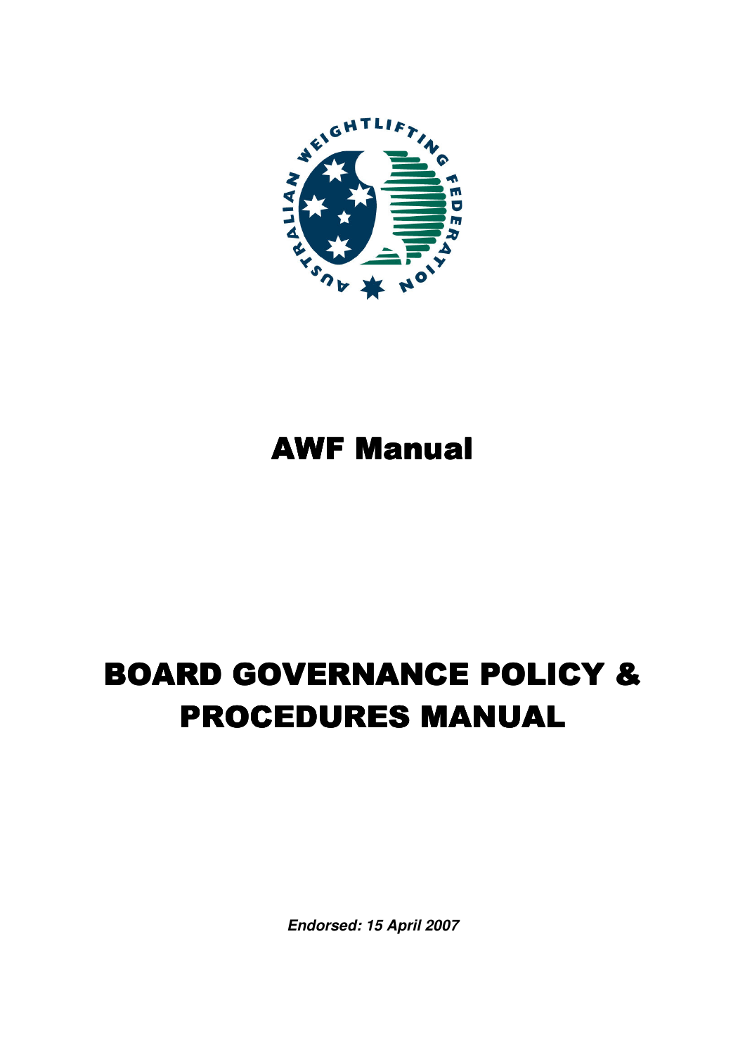# AWF Manual

# BOARD GOVERNANCE POLICY & PROCEDURES MANUAL

***Endorsed: 15 April 2007***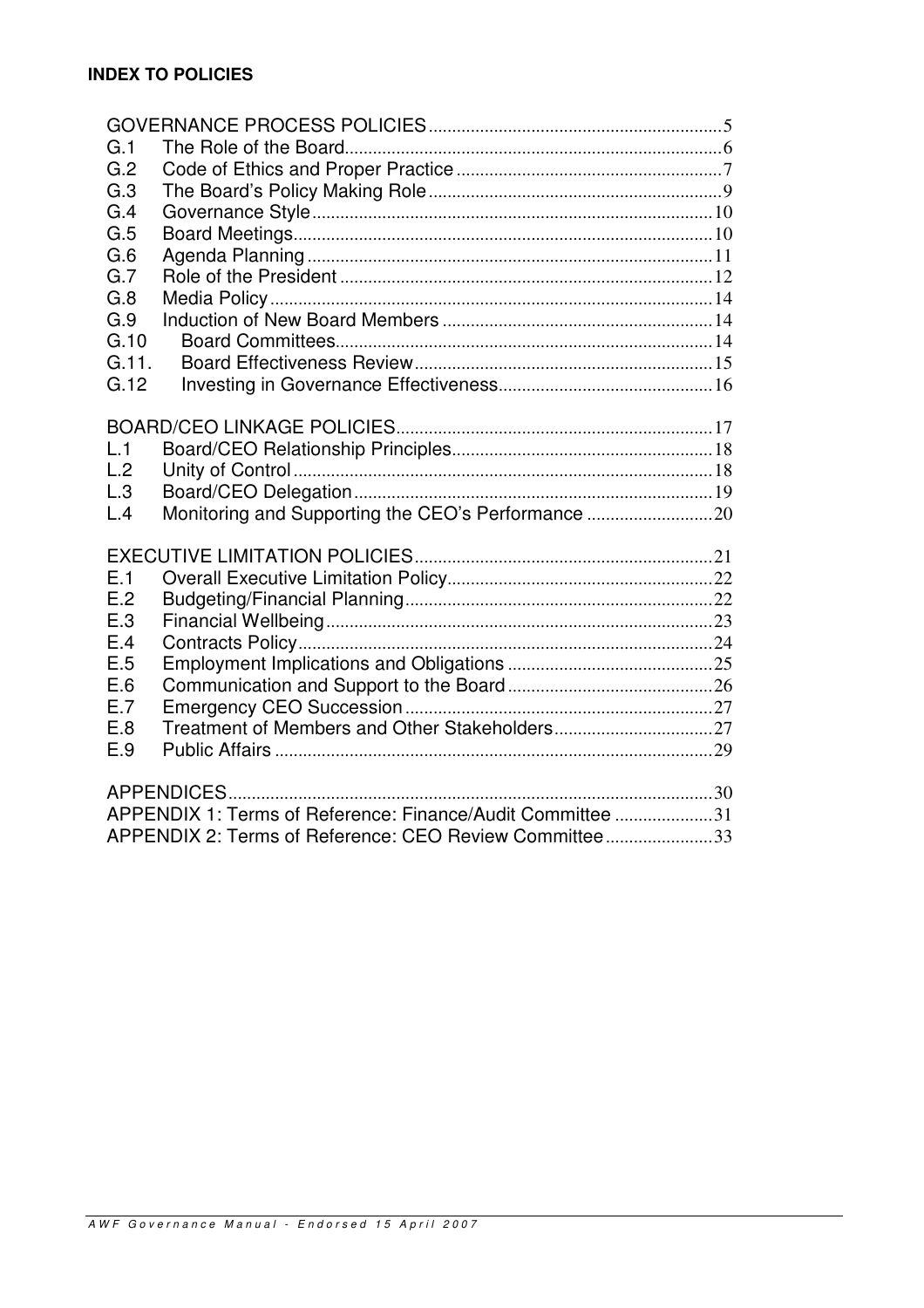**INDEX TO POLICIES**

GOVERNANCE PROCESS POLICIES....5
G.1 The Role of the Board....6
G.2 Code of Ethics and Proper Practice....7
G.3 The Board's Policy Making Role....9
G.4 Governance Style....10
G.5 Board Meetings....10
G.6 Agenda Planning....11
G.7 Role of the President....12
G.8 Media Policy....14
G.9 Induction of New Board Members....14
G.10 Board Committees....14
G.11. Board Effectiveness Review....15
G.12 Investing in Governance Effectiveness....16

BOARD/CEO LINKAGE POLICIES....17
L.1 Board/CEO Relationship Principles....18
L.2 Unity of Control....18
L.3 Board/CEO Delegation....19
L.4 Monitoring and Supporting the CEO's Performance....20

EXECUTIVE LIMITATION POLICIES....21
E.1 Overall Executive Limitation Policy....22
E.2 Budgeting/Financial Planning....22
E.3 Financial Wellbeing....23
E.4 Contracts Policy....24
E.5 Employment Implications and Obligations....25
E.6 Communication and Support to the Board....26
E.7 Emergency CEO Succession....27
E.8 Treatment of Members and Other Stakeholders....27
E.9 Public Affairs....29

APPENDICES....30
APPENDIX 1: Terms of Reference: Finance/Audit Committee....31
APPENDIX 2: Terms of Reference: CEO Review Committee....33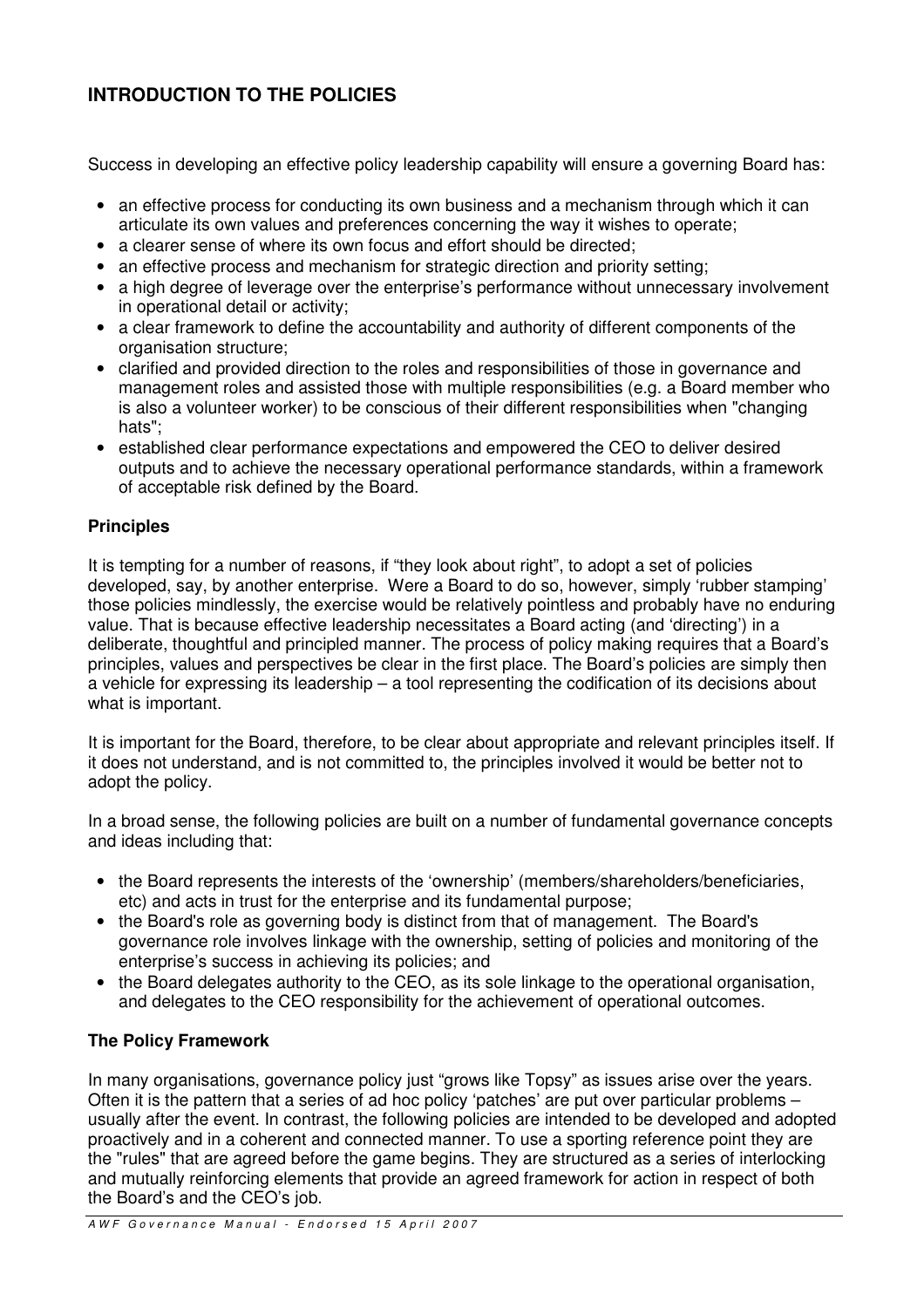# INTRODUCTION TO THE POLICIES

Success in developing an effective policy leadership capability will ensure a governing Board has:

- an effective process for conducting its own business and a mechanism through which it can articulate its own values and preferences concerning the way it wishes to operate;
- a clearer sense of where its own focus and effort should be directed;
- an effective process and mechanism for strategic direction and priority setting;
- a high degree of leverage over the enterprise's performance without unnecessary involvement in operational detail or activity;
- a clear framework to define the accountability and authority of different components of the organisation structure;
- clarified and provided direction to the roles and responsibilities of those in governance and management roles and assisted those with multiple responsibilities (e.g. a Board member who is also a volunteer worker) to be conscious of their different responsibilities when "changing hats";
- established clear performance expectations and empowered the CEO to deliver desired outputs and to achieve the necessary operational performance standards, within a framework of acceptable risk defined by the Board.

## Principles

It is tempting for a number of reasons, if "they look about right", to adopt a set of policies developed, say, by another enterprise. Were a Board to do so, however, simply 'rubber stamping' those policies mindlessly, the exercise would be relatively pointless and probably have no enduring value. That is because effective leadership necessitates a Board acting (and 'directing') in a deliberate, thoughtful and principled manner. The process of policy making requires that a Board's principles, values and perspectives be clear in the first place. The Board's policies are simply then a vehicle for expressing its leadership – a tool representing the codification of its decisions about what is important.

It is important for the Board, therefore, to be clear about appropriate and relevant principles itself. If it does not understand, and is not committed to, the principles involved it would be better not to adopt the policy.

In a broad sense, the following policies are built on a number of fundamental governance concepts and ideas including that:

- the Board represents the interests of the 'ownership' (members/shareholders/beneficiaries, etc) and acts in trust for the enterprise and its fundamental purpose;
- the Board's role as governing body is distinct from that of management. The Board's governance role involves linkage with the ownership, setting of policies and monitoring of the enterprise's success in achieving its policies; and
- the Board delegates authority to the CEO, as its sole linkage to the operational organisation, and delegates to the CEO responsibility for the achievement of operational outcomes.

## The Policy Framework

In many organisations, governance policy just "grows like Topsy" as issues arise over the years. Often it is the pattern that a series of ad hoc policy 'patches' are put over particular problems – usually after the event. In contrast, the following policies are intended to be developed and adopted proactively and in a coherent and connected manner. To use a sporting reference point they are the "rules" that are agreed before the game begins. They are structured as a series of interlocking and mutually reinforcing elements that provide an agreed framework for action in respect of both the Board's and the CEO's job.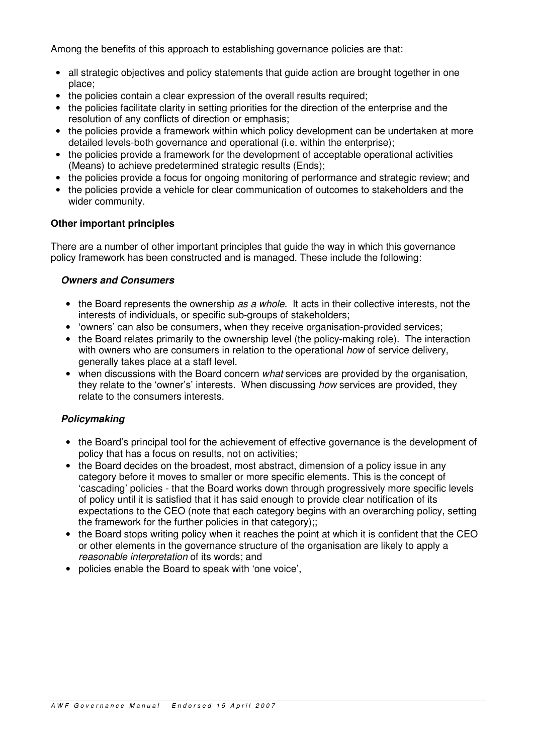Among the benefits of this approach to establishing governance policies are that:

- all strategic objectives and policy statements that guide action are brought together in one place;
- the policies contain a clear expression of the overall results required;
- the policies facilitate clarity in setting priorities for the direction of the enterprise and the resolution of any conflicts of direction or emphasis;
- the policies provide a framework within which policy development can be undertaken at more detailed levels-both governance and operational (i.e. within the enterprise);
- the policies provide a framework for the development of acceptable operational activities (Means) to achieve predetermined strategic results (Ends);
- the policies provide a focus for ongoing monitoring of performance and strategic review; and
- the policies provide a vehicle for clear communication of outcomes to stakeholders and the wider community.

**Other important principles**

There are a number of other important principles that guide the way in which this governance policy framework has been constructed and is managed. These include the following:

***Owners and Consumers***

- the Board represents the ownership *as a whole*. It acts in their collective interests, not the interests of individuals, or specific sub-groups of stakeholders;
- 'owners' can also be consumers, when they receive organisation-provided services;
- the Board relates primarily to the ownership level (the policy-making role). The interaction with owners who are consumers in relation to the operational *how* of service delivery, generally takes place at a staff level.
- when discussions with the Board concern *what* services are provided by the organisation, they relate to the 'owner's' interests. When discussing *how* services are provided, they relate to the consumers interests.

***Policymaking***

- the Board's principal tool for the achievement of effective governance is the development of policy that has a focus on results, not on activities;
- the Board decides on the broadest, most abstract, dimension of a policy issue in any category before it moves to smaller or more specific elements. This is the concept of 'cascading' policies - that the Board works down through progressively more specific levels of policy until it is satisfied that it has said enough to provide clear notification of its expectations to the CEO (note that each category begins with an overarching policy, setting the framework for the further policies in that category);;
- the Board stops writing policy when it reaches the point at which it is confident that the CEO or other elements in the governance structure of the organisation are likely to apply a *reasonable interpretation* of its words; and
- policies enable the Board to speak with 'one voice',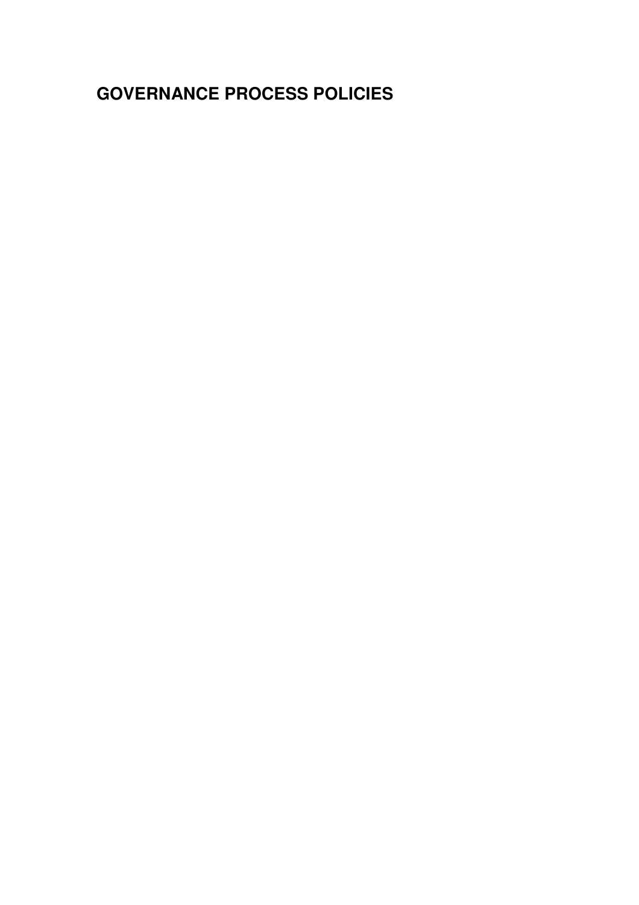# GOVERNANCE PROCESS POLICIES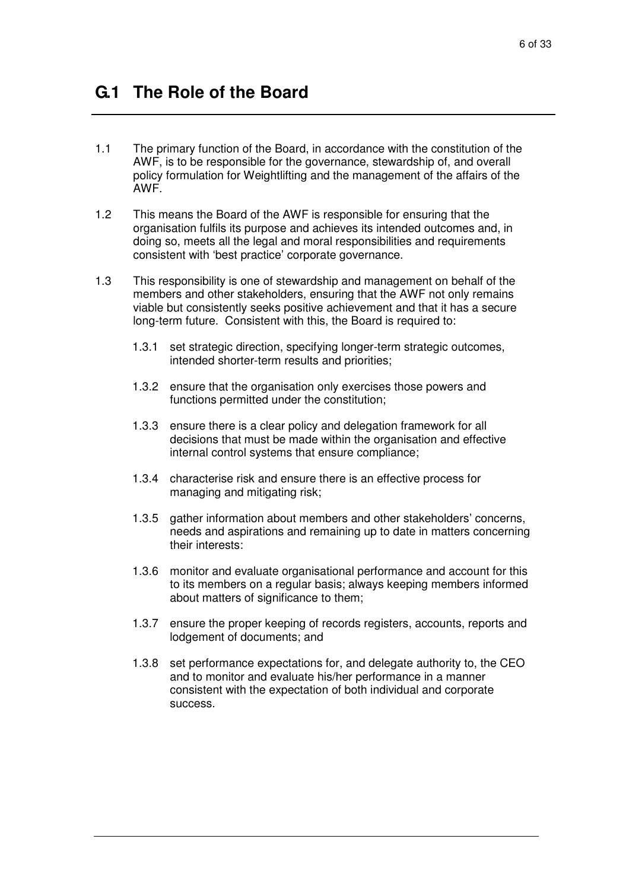# G.1 The Role of the Board

1.1 The primary function of the Board, in accordance with the constitution of the AWF, is to be responsible for the governance, stewardship of, and overall policy formulation for Weightlifting and the management of the affairs of the AWF.

1.2 This means the Board of the AWF is responsible for ensuring that the organisation fulfils its purpose and achieves its intended outcomes and, in doing so, meets all the legal and moral responsibilities and requirements consistent with 'best practice' corporate governance.

1.3 This responsibility is one of stewardship and management on behalf of the members and other stakeholders, ensuring that the AWF not only remains viable but consistently seeks positive achievement and that it has a secure long-term future. Consistent with this, the Board is required to:

- 1.3.1 set strategic direction, specifying longer-term strategic outcomes, intended shorter-term results and priorities;
- 1.3.2 ensure that the organisation only exercises those powers and functions permitted under the constitution;
- 1.3.3 ensure there is a clear policy and delegation framework for all decisions that must be made within the organisation and effective internal control systems that ensure compliance;
- 1.3.4 characterise risk and ensure there is an effective process for managing and mitigating risk;
- 1.3.5 gather information about members and other stakeholders' concerns, needs and aspirations and remaining up to date in matters concerning their interests:
- 1.3.6 monitor and evaluate organisational performance and account for this to its members on a regular basis; always keeping members informed about matters of significance to them;
- 1.3.7 ensure the proper keeping of records registers, accounts, reports and lodgement of documents; and
- 1.3.8 set performance expectations for, and delegate authority to, the CEO and to monitor and evaluate his/her performance in a manner consistent with the expectation of both individual and corporate success.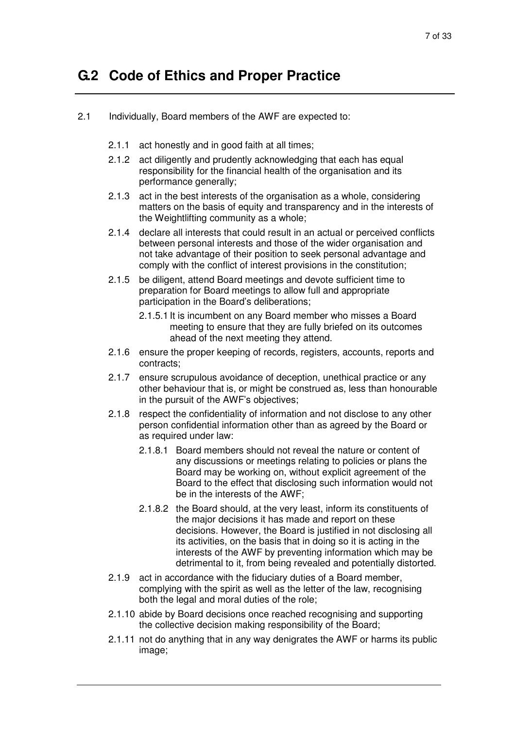## G.2 Code of Ethics and Proper Practice

2.1 Individually, Board members of the AWF are expected to:

- 2.1.1 act honestly and in good faith at all times;
- 2.1.2 act diligently and prudently acknowledging that each has equal responsibility for the financial health of the organisation and its performance generally;
- 2.1.3 act in the best interests of the organisation as a whole, considering matters on the basis of equity and transparency and in the interests of the Weightlifting community as a whole;
- 2.1.4 declare all interests that could result in an actual or perceived conflicts between personal interests and those of the wider organisation and not take advantage of their position to seek personal advantage and comply with the conflict of interest provisions in the constitution;
- 2.1.5 be diligent, attend Board meetings and devote sufficient time to preparation for Board meetings to allow full and appropriate participation in the Board's deliberations;
  - 2.1.5.1 It is incumbent on any Board member who misses a Board meeting to ensure that they are fully briefed on its outcomes ahead of the next meeting they attend.
- 2.1.6 ensure the proper keeping of records, registers, accounts, reports and contracts;
- 2.1.7 ensure scrupulous avoidance of deception, unethical practice or any other behaviour that is, or might be construed as, less than honourable in the pursuit of the AWF's objectives;
- 2.1.8 respect the confidentiality of information and not disclose to any other person confidential information other than as agreed by the Board or as required under law:
  - 2.1.8.1 Board members should not reveal the nature or content of any discussions or meetings relating to policies or plans the Board may be working on, without explicit agreement of the Board to the effect that disclosing such information would not be in the interests of the AWF;
  - 2.1.8.2 the Board should, at the very least, inform its constituents of the major decisions it has made and report on these decisions. However, the Board is justified in not disclosing all its activities, on the basis that in doing so it is acting in the interests of the AWF by preventing information which may be detrimental to it, from being revealed and potentially distorted.
- 2.1.9 act in accordance with the fiduciary duties of a Board member, complying with the spirit as well as the letter of the law, recognising both the legal and moral duties of the role;
- 2.1.10 abide by Board decisions once reached recognising and supporting the collective decision making responsibility of the Board;
- 2.1.11 not do anything that in any way denigrates the AWF or harms its public image;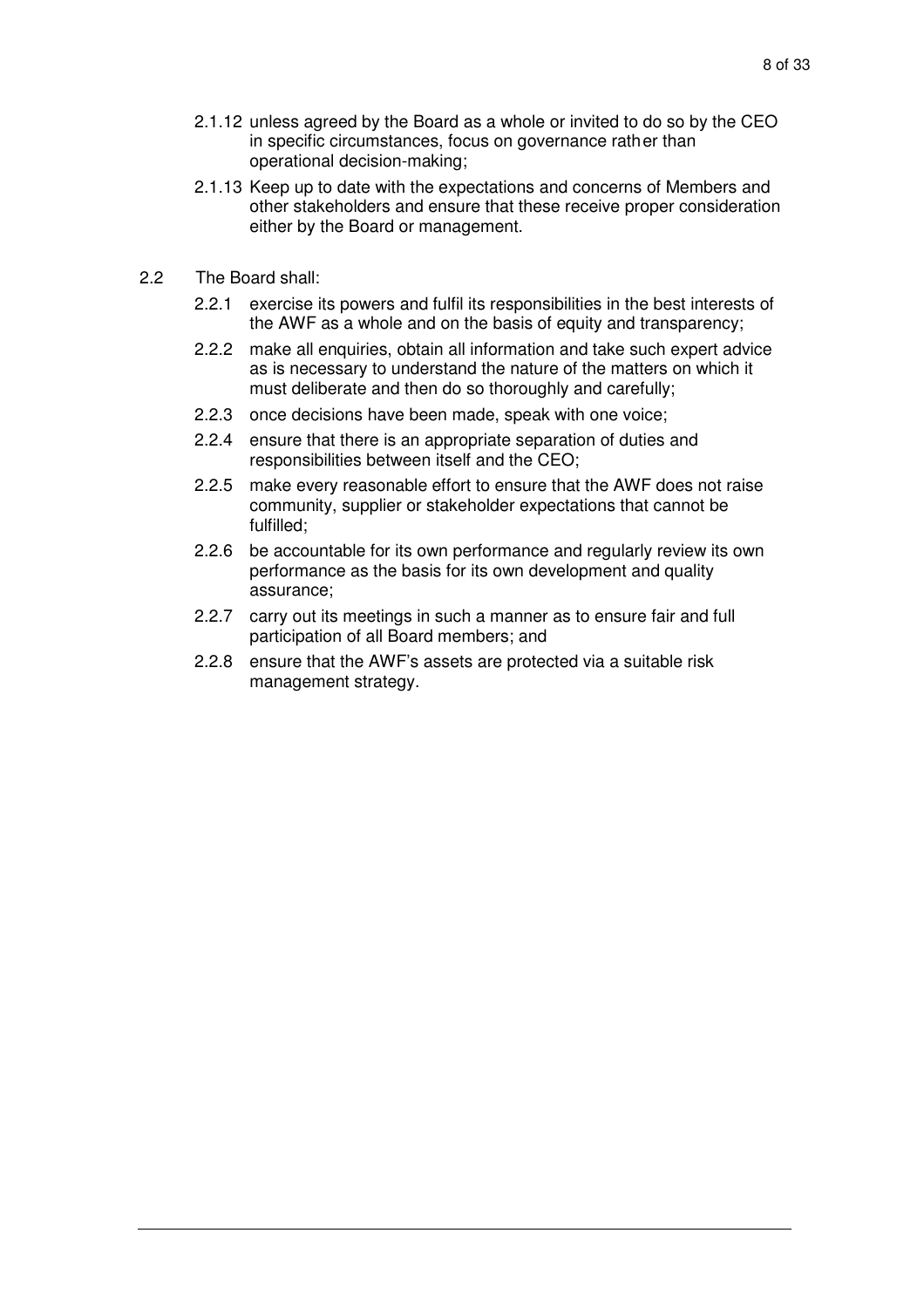2.1.12 unless agreed by the Board as a whole or invited to do so by the CEO in specific circumstances, focus on governance rather than operational decision-making;

2.1.13 Keep up to date with the expectations and concerns of Members and other stakeholders and ensure that these receive proper consideration either by the Board or management.

2.2 The Board shall:

2.2.1 exercise its powers and fulfil its responsibilities in the best interests of the AWF as a whole and on the basis of equity and transparency;

2.2.2 make all enquiries, obtain all information and take such expert advice as is necessary to understand the nature of the matters on which it must deliberate and then do so thoroughly and carefully;

2.2.3 once decisions have been made, speak with one voice;

2.2.4 ensure that there is an appropriate separation of duties and responsibilities between itself and the CEO;

2.2.5 make every reasonable effort to ensure that the AWF does not raise community, supplier or stakeholder expectations that cannot be fulfilled;

2.2.6 be accountable for its own performance and regularly review its own performance as the basis for its own development and quality assurance;

2.2.7 carry out its meetings in such a manner as to ensure fair and full participation of all Board members; and

2.2.8 ensure that the AWF's assets are protected via a suitable risk management strategy.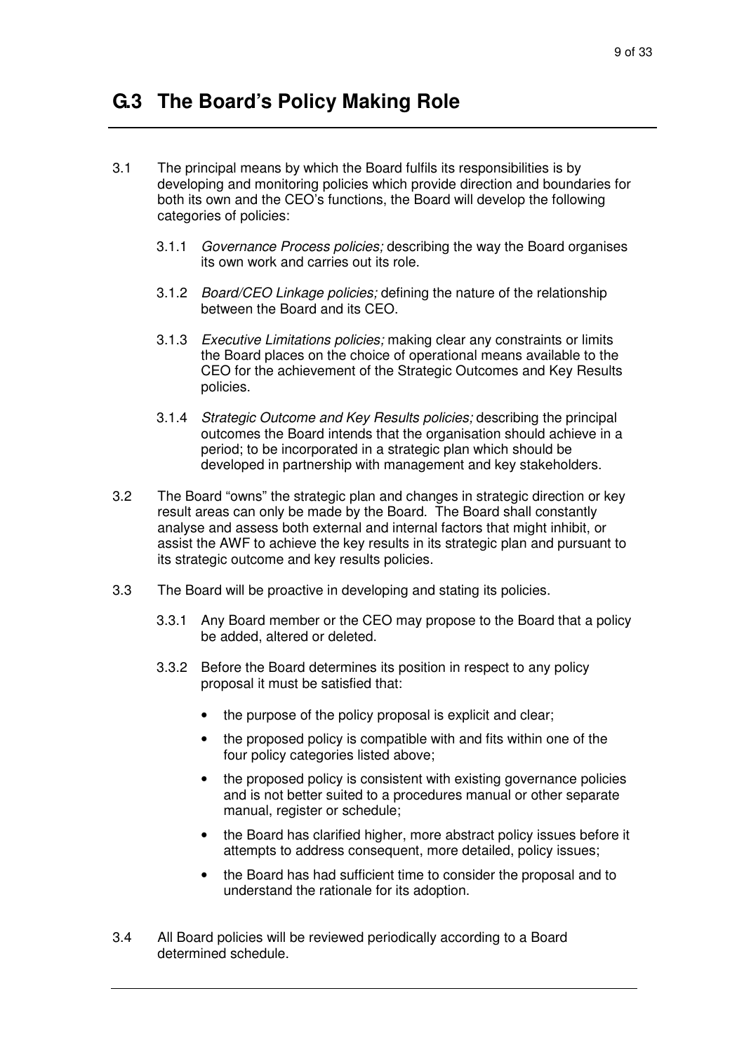# G.3 The Board's Policy Making Role

3.1 The principal means by which the Board fulfils its responsibilities is by developing and monitoring policies which provide direction and boundaries for both its own and the CEO's functions, the Board will develop the following categories of policies:

3.1.1 *Governance Process policies;* describing the way the Board organises its own work and carries out its role.

3.1.2 *Board/CEO Linkage policies;* defining the nature of the relationship between the Board and its CEO.

3.1.3 *Executive Limitations policies;* making clear any constraints or limits the Board places on the choice of operational means available to the CEO for the achievement of the Strategic Outcomes and Key Results policies.

3.1.4 *Strategic Outcome and Key Results policies;* describing the principal outcomes the Board intends that the organisation should achieve in a period; to be incorporated in a strategic plan which should be developed in partnership with management and key stakeholders.

3.2 The Board "owns" the strategic plan and changes in strategic direction or key result areas can only be made by the Board. The Board shall constantly analyse and assess both external and internal factors that might inhibit, or assist the AWF to achieve the key results in its strategic plan and pursuant to its strategic outcome and key results policies.

3.3 The Board will be proactive in developing and stating its policies.

3.3.1 Any Board member or the CEO may propose to the Board that a policy be added, altered or deleted.

3.3.2 Before the Board determines its position in respect to any policy proposal it must be satisfied that:

- the purpose of the policy proposal is explicit and clear;
- the proposed policy is compatible with and fits within one of the four policy categories listed above;
- the proposed policy is consistent with existing governance policies and is not better suited to a procedures manual or other separate manual, register or schedule;
- the Board has clarified higher, more abstract policy issues before it attempts to address consequent, more detailed, policy issues;
- the Board has had sufficient time to consider the proposal and to understand the rationale for its adoption.

3.4 All Board policies will be reviewed periodically according to a Board determined schedule.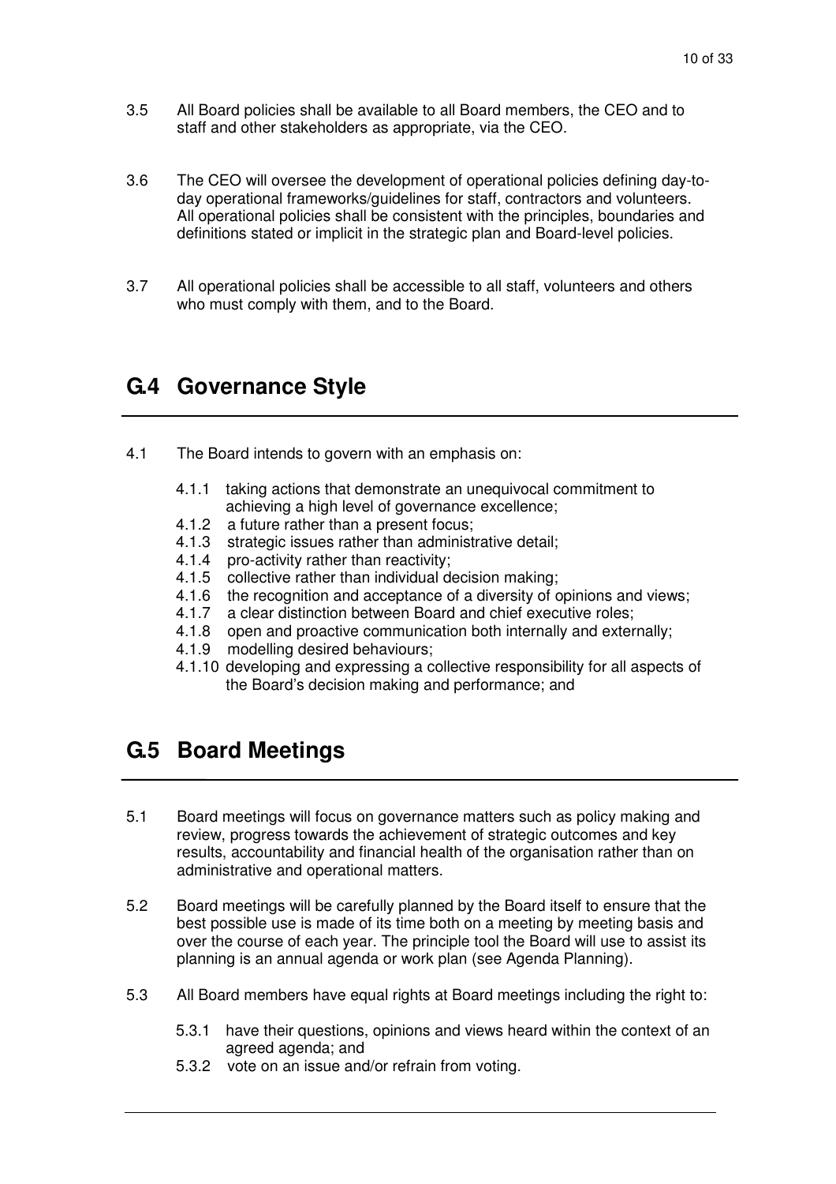3.5 All Board policies shall be available to all Board members, the CEO and to staff and other stakeholders as appropriate, via the CEO.

3.6 The CEO will oversee the development of operational policies defining day-to-day operational frameworks/guidelines for staff, contractors and volunteers. All operational policies shall be consistent with the principles, boundaries and definitions stated or implicit in the strategic plan and Board-level policies.

3.7 All operational policies shall be accessible to all staff, volunteers and others who must comply with them, and to the Board.

## G.4 Governance Style

4.1 The Board intends to govern with an emphasis on:

- 4.1.1 taking actions that demonstrate an unequivocal commitment to achieving a high level of governance excellence;
- 4.1.2 a future rather than a present focus;
- 4.1.3 strategic issues rather than administrative detail;
- 4.1.4 pro-activity rather than reactivity;
- 4.1.5 collective rather than individual decision making;
- 4.1.6 the recognition and acceptance of a diversity of opinions and views;
- 4.1.7 a clear distinction between Board and chief executive roles;
- 4.1.8 open and proactive communication both internally and externally;
- 4.1.9 modelling desired behaviours;
- 4.1.10 developing and expressing a collective responsibility for all aspects of the Board's decision making and performance; and

## G.5 Board Meetings

5.1 Board meetings will focus on governance matters such as policy making and review, progress towards the achievement of strategic outcomes and key results, accountability and financial health of the organisation rather than on administrative and operational matters.

5.2 Board meetings will be carefully planned by the Board itself to ensure that the best possible use is made of its time both on a meeting by meeting basis and over the course of each year. The principle tool the Board will use to assist its planning is an annual agenda or work plan (see Agenda Planning).

5.3 All Board members have equal rights at Board meetings including the right to:

- 5.3.1 have their questions, opinions and views heard within the context of an agreed agenda; and
- 5.3.2 vote on an issue and/or refrain from voting.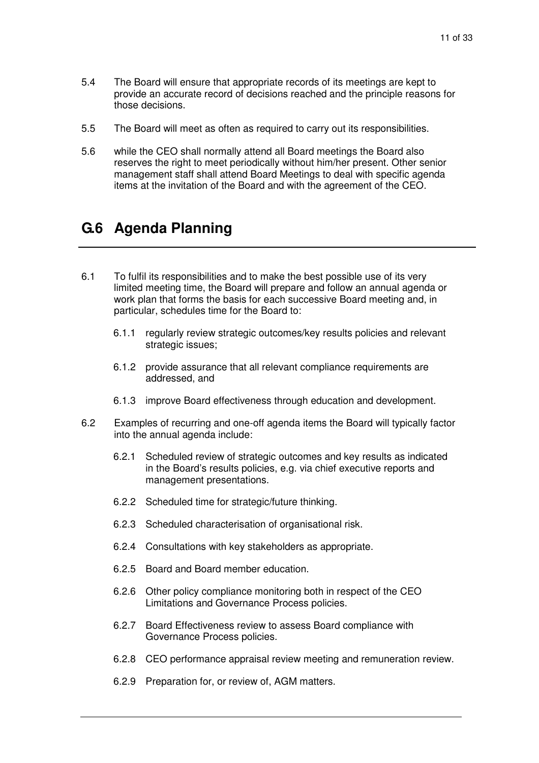5.4 The Board will ensure that appropriate records of its meetings are kept to provide an accurate record of decisions reached and the principle reasons for those decisions.

5.5 The Board will meet as often as required to carry out its responsibilities.

5.6 while the CEO shall normally attend all Board meetings the Board also reserves the right to meet periodically without him/her present. Other senior management staff shall attend Board Meetings to deal with specific agenda items at the invitation of the Board and with the agreement of the CEO.

## G.6 Agenda Planning

6.1 To fulfil its responsibilities and to make the best possible use of its very limited meeting time, the Board will prepare and follow an annual agenda or work plan that forms the basis for each successive Board meeting and, in particular, schedules time for the Board to:

- 6.1.1 regularly review strategic outcomes/key results policies and relevant strategic issues;
- 6.1.2 provide assurance that all relevant compliance requirements are addressed, and
- 6.1.3 improve Board effectiveness through education and development.

6.2 Examples of recurring and one-off agenda items the Board will typically factor into the annual agenda include:

- 6.2.1 Scheduled review of strategic outcomes and key results as indicated in the Board's results policies, e.g. via chief executive reports and management presentations.
- 6.2.2 Scheduled time for strategic/future thinking.
- 6.2.3 Scheduled characterisation of organisational risk.
- 6.2.4 Consultations with key stakeholders as appropriate.
- 6.2.5 Board and Board member education.
- 6.2.6 Other policy compliance monitoring both in respect of the CEO Limitations and Governance Process policies.
- 6.2.7 Board Effectiveness review to assess Board compliance with Governance Process policies.
- 6.2.8 CEO performance appraisal review meeting and remuneration review.
- 6.2.9 Preparation for, or review of, AGM matters.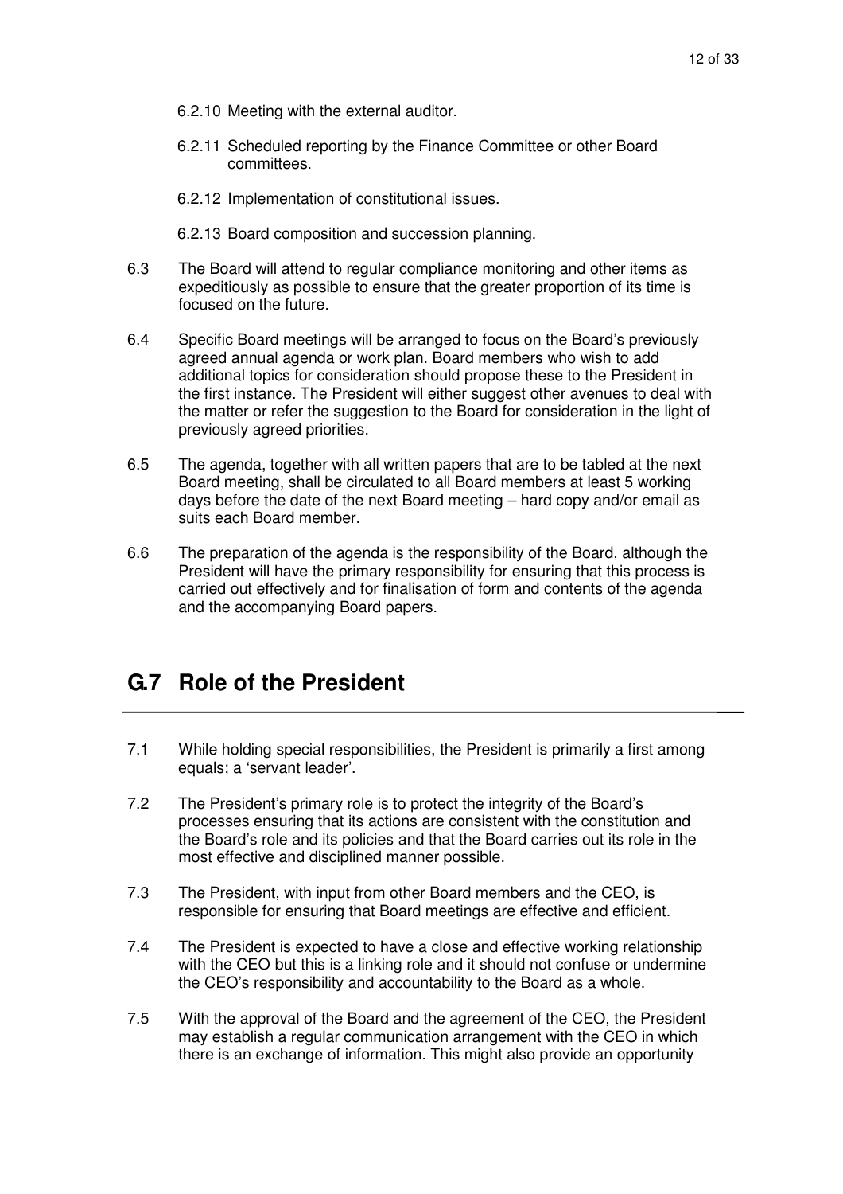6.2.10 Meeting with the external auditor.

6.2.11 Scheduled reporting by the Finance Committee or other Board committees.

6.2.12 Implementation of constitutional issues.

6.2.13 Board composition and succession planning.

6.3 The Board will attend to regular compliance monitoring and other items as expeditiously as possible to ensure that the greater proportion of its time is focused on the future.

6.4 Specific Board meetings will be arranged to focus on the Board's previously agreed annual agenda or work plan. Board members who wish to add additional topics for consideration should propose these to the President in the first instance. The President will either suggest other avenues to deal with the matter or refer the suggestion to the Board for consideration in the light of previously agreed priorities.

6.5 The agenda, together with all written papers that are to be tabled at the next Board meeting, shall be circulated to all Board members at least 5 working days before the date of the next Board meeting – hard copy and/or email as suits each Board member.

6.6 The preparation of the agenda is the responsibility of the Board, although the President will have the primary responsibility for ensuring that this process is carried out effectively and for finalisation of form and contents of the agenda and the accompanying Board papers.

## G.7 Role of the President

7.1 While holding special responsibilities, the President is primarily a first among equals; a 'servant leader'.

7.2 The President's primary role is to protect the integrity of the Board's processes ensuring that its actions are consistent with the constitution and the Board's role and its policies and that the Board carries out its role in the most effective and disciplined manner possible.

7.3 The President, with input from other Board members and the CEO, is responsible for ensuring that Board meetings are effective and efficient.

7.4 The President is expected to have a close and effective working relationship with the CEO but this is a linking role and it should not confuse or undermine the CEO's responsibility and accountability to the Board as a whole.

7.5 With the approval of the Board and the agreement of the CEO, the President may establish a regular communication arrangement with the CEO in which there is an exchange of information. This might also provide an opportunity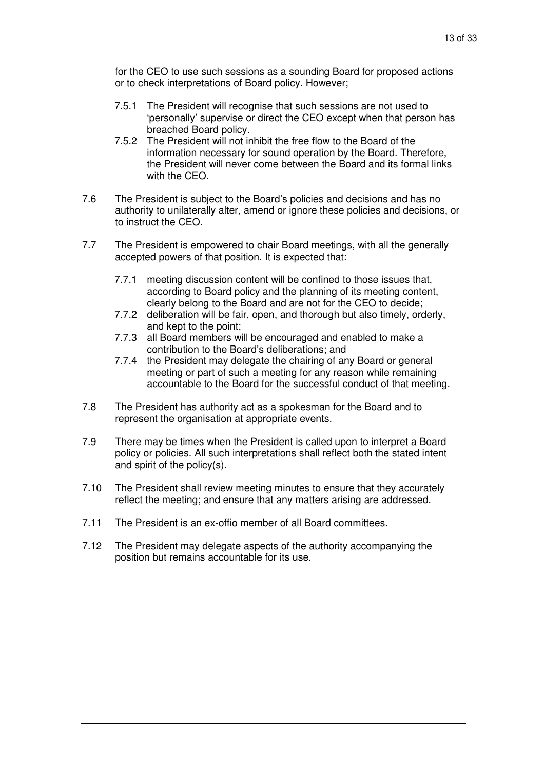for the CEO to use such sessions as a sounding Board for proposed actions or to check interpretations of Board policy. However;

7.5.1 The President will recognise that such sessions are not used to 'personally' supervise or direct the CEO except when that person has breached Board policy.

7.5.2 The President will not inhibit the free flow to the Board of the information necessary for sound operation by the Board. Therefore, the President will never come between the Board and its formal links with the CEO.

7.6 The President is subject to the Board's policies and decisions and has no authority to unilaterally alter, amend or ignore these policies and decisions, or to instruct the CEO.

7.7 The President is empowered to chair Board meetings, with all the generally accepted powers of that position. It is expected that:

7.7.1 meeting discussion content will be confined to those issues that, according to Board policy and the planning of its meeting content, clearly belong to the Board and are not for the CEO to decide;

7.7.2 deliberation will be fair, open, and thorough but also timely, orderly, and kept to the point;

7.7.3 all Board members will be encouraged and enabled to make a contribution to the Board's deliberations; and

7.7.4 the President may delegate the chairing of any Board or general meeting or part of such a meeting for any reason while remaining accountable to the Board for the successful conduct of that meeting.

7.8 The President has authority act as a spokesman for the Board and to represent the organisation at appropriate events.

7.9 There may be times when the President is called upon to interpret a Board policy or policies. All such interpretations shall reflect both the stated intent and spirit of the policy(s).

7.10 The President shall review meeting minutes to ensure that they accurately reflect the meeting; and ensure that any matters arising are addressed.

7.11 The President is an ex-offio member of all Board committees.

7.12 The President may delegate aspects of the authority accompanying the position but remains accountable for its use.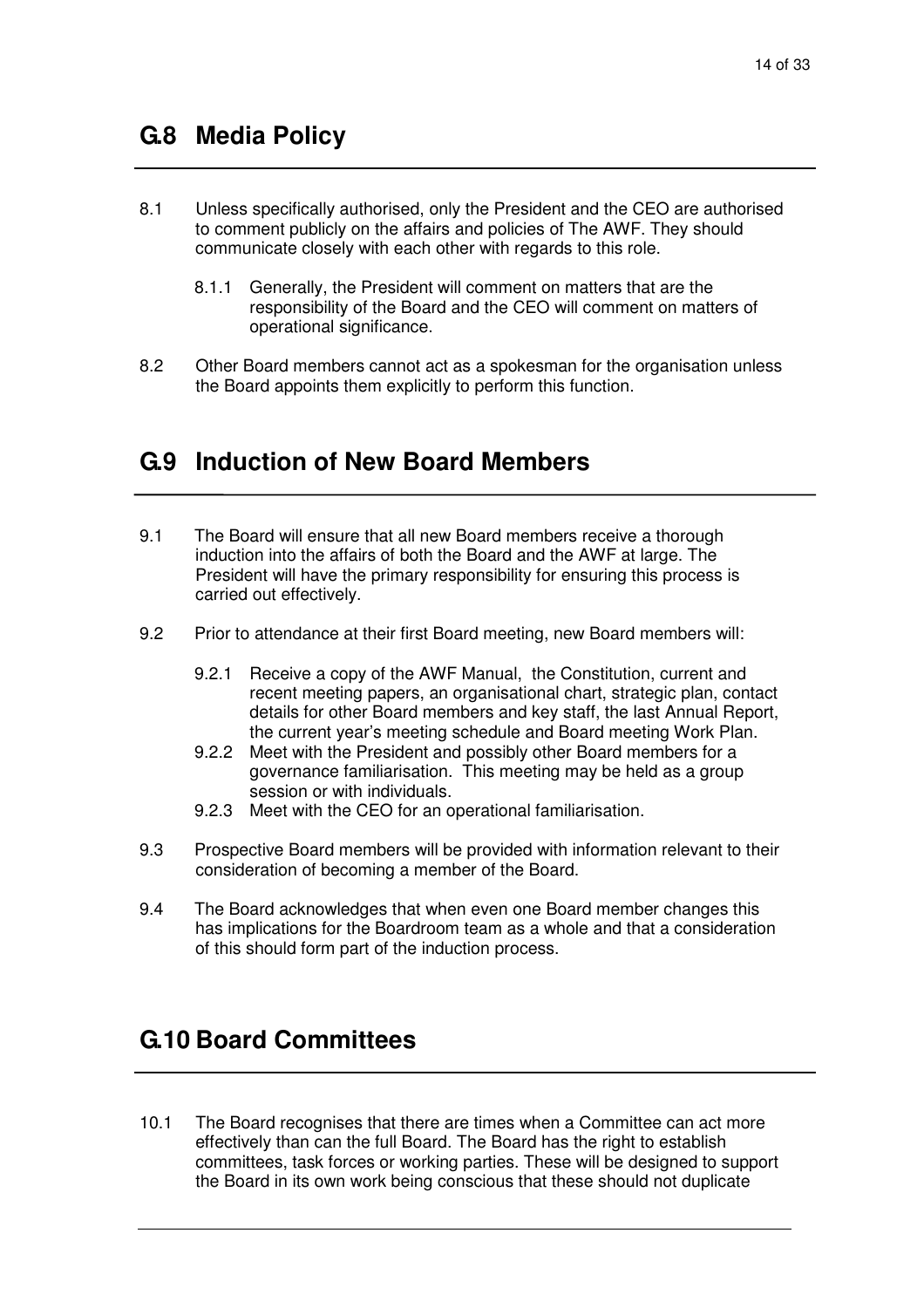## G.8 Media Policy

8.1 Unless specifically authorised, only the President and the CEO are authorised to comment publicly on the affairs and policies of The AWF. They should communicate closely with each other with regards to this role.

  8.1.1 Generally, the President will comment on matters that are the responsibility of the Board and the CEO will comment on matters of operational significance.

8.2 Other Board members cannot act as a spokesman for the organisation unless the Board appoints them explicitly to perform this function.

## G.9 Induction of New Board Members

9.1 The Board will ensure that all new Board members receive a thorough induction into the affairs of both the Board and the AWF at large. The President will have the primary responsibility for ensuring this process is carried out effectively.

9.2 Prior to attendance at their first Board meeting, new Board members will:

  9.2.1 Receive a copy of the AWF Manual, the Constitution, current and recent meeting papers, an organisational chart, strategic plan, contact details for other Board members and key staff, the last Annual Report, the current year's meeting schedule and Board meeting Work Plan.

  9.2.2 Meet with the President and possibly other Board members for a governance familiarisation. This meeting may be held as a group session or with individuals.

  9.2.3 Meet with the CEO for an operational familiarisation.

9.3 Prospective Board members will be provided with information relevant to their consideration of becoming a member of the Board.

9.4 The Board acknowledges that when even one Board member changes this has implications for the Boardroom team as a whole and that a consideration of this should form part of the induction process.

## G.10 Board Committees

10.1 The Board recognises that there are times when a Committee can act more effectively than can the full Board. The Board has the right to establish committees, task forces or working parties. These will be designed to support the Board in its own work being conscious that these should not duplicate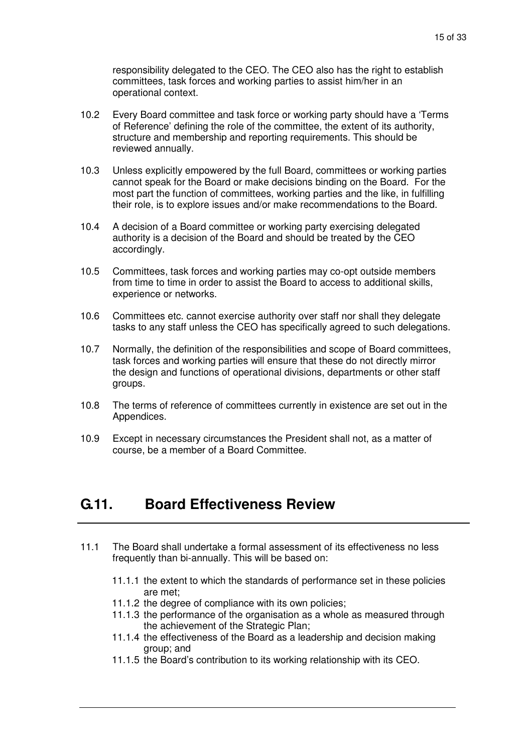responsibility delegated to the CEO. The CEO also has the right to establish committees, task forces and working parties to assist him/her in an operational context.

10.2 Every Board committee and task force or working party should have a ‘Terms of Reference’ defining the role of the committee, the extent of its authority, structure and membership and reporting requirements. This should be reviewed annually.

10.3 Unless explicitly empowered by the full Board, committees or working parties cannot speak for the Board or make decisions binding on the Board. For the most part the function of committees, working parties and the like, in fulfilling their role, is to explore issues and/or make recommendations to the Board.

10.4 A decision of a Board committee or working party exercising delegated authority is a decision of the Board and should be treated by the CEO accordingly.

10.5 Committees, task forces and working parties may co-opt outside members from time to time in order to assist the Board to access to additional skills, experience or networks.

10.6 Committees etc. cannot exercise authority over staff nor shall they delegate tasks to any staff unless the CEO has specifically agreed to such delegations.

10.7 Normally, the definition of the responsibilities and scope of Board committees, task forces and working parties will ensure that these do not directly mirror the design and functions of operational divisions, departments or other staff groups.

10.8 The terms of reference of committees currently in existence are set out in the Appendices.

10.9 Except in necessary circumstances the President shall not, as a matter of course, be a member of a Board Committee.

## G.11. Board Effectiveness Review

11.1 The Board shall undertake a formal assessment of its effectiveness no less frequently than bi-annually. This will be based on:

- 11.1.1 the extent to which the standards of performance set in these policies are met;
- 11.1.2 the degree of compliance with its own policies;
- 11.1.3 the performance of the organisation as a whole as measured through the achievement of the Strategic Plan;
- 11.1.4 the effectiveness of the Board as a leadership and decision making group; and
- 11.1.5 the Board’s contribution to its working relationship with its CEO.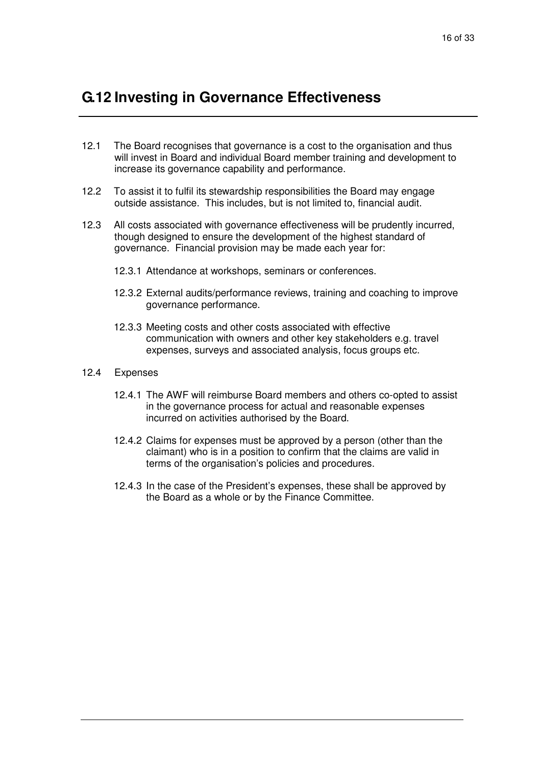# G.12 Investing in Governance Effectiveness

12.1 The Board recognises that governance is a cost to the organisation and thus will invest in Board and individual Board member training and development to increase its governance capability and performance.

12.2 To assist it to fulfil its stewardship responsibilities the Board may engage outside assistance. This includes, but is not limited to, financial audit.

12.3 All costs associated with governance effectiveness will be prudently incurred, though designed to ensure the development of the highest standard of governance. Financial provision may be made each year for:

12.3.1 Attendance at workshops, seminars or conferences.

12.3.2 External audits/performance reviews, training and coaching to improve governance performance.

12.3.3 Meeting costs and other costs associated with effective communication with owners and other key stakeholders e.g. travel expenses, surveys and associated analysis, focus groups etc.

12.4 Expenses

12.4.1 The AWF will reimburse Board members and others co-opted to assist in the governance process for actual and reasonable expenses incurred on activities authorised by the Board.

12.4.2 Claims for expenses must be approved by a person (other than the claimant) who is in a position to confirm that the claims are valid in terms of the organisation's policies and procedures.

12.4.3 In the case of the President's expenses, these shall be approved by the Board as a whole or by the Finance Committee.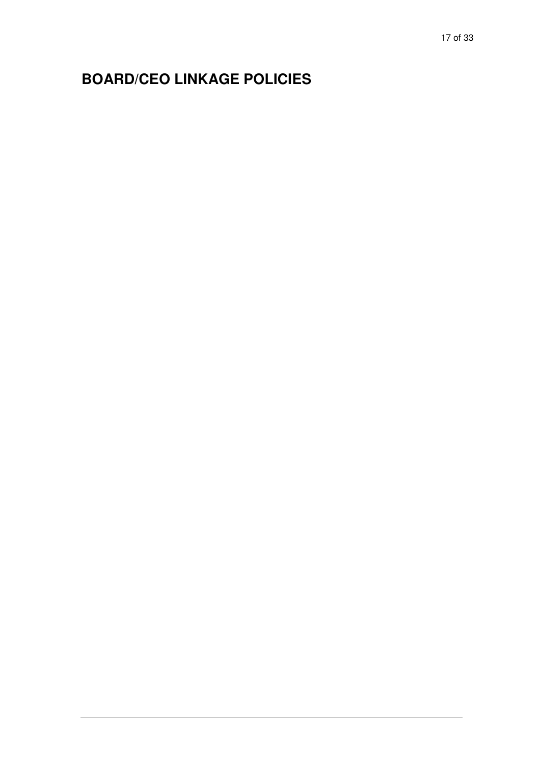# BOARD/CEO LINKAGE POLICIES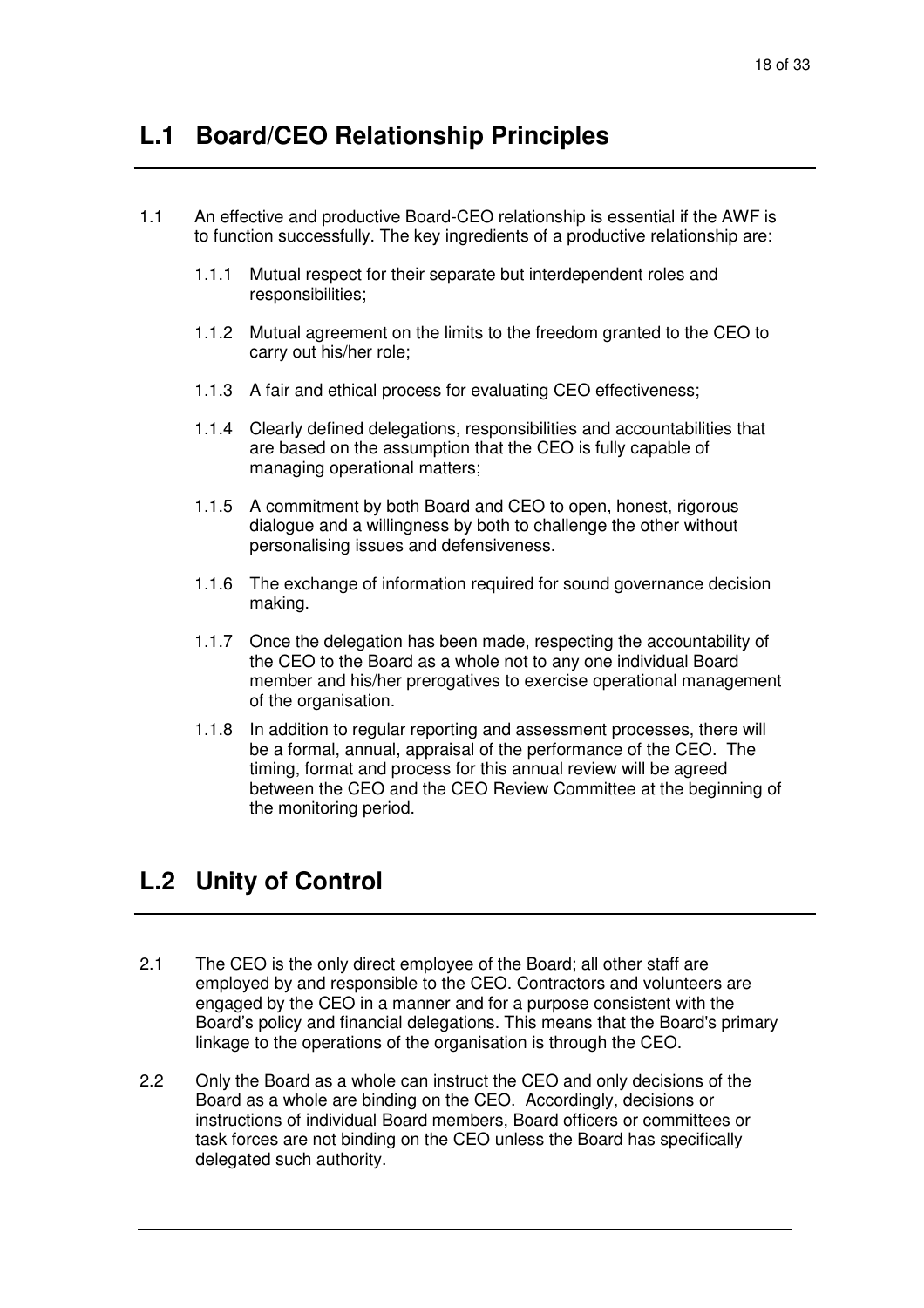## L.1 Board/CEO Relationship Principles

1.1 An effective and productive Board-CEO relationship is essential if the AWF is to function successfully. The key ingredients of a productive relationship are:

1.1.1 Mutual respect for their separate but interdependent roles and responsibilities;

1.1.2 Mutual agreement on the limits to the freedom granted to the CEO to carry out his/her role;

1.1.3 A fair and ethical process for evaluating CEO effectiveness;

1.1.4 Clearly defined delegations, responsibilities and accountabilities that are based on the assumption that the CEO is fully capable of managing operational matters;

1.1.5 A commitment by both Board and CEO to open, honest, rigorous dialogue and a willingness by both to challenge the other without personalising issues and defensiveness.

1.1.6 The exchange of information required for sound governance decision making.

1.1.7 Once the delegation has been made, respecting the accountability of the CEO to the Board as a whole not to any one individual Board member and his/her prerogatives to exercise operational management of the organisation.

1.1.8 In addition to regular reporting and assessment processes, there will be a formal, annual, appraisal of the performance of the CEO. The timing, format and process for this annual review will be agreed between the CEO and the CEO Review Committee at the beginning of the monitoring period.

## L.2 Unity of Control

2.1 The CEO is the only direct employee of the Board; all other staff are employed by and responsible to the CEO. Contractors and volunteers are engaged by the CEO in a manner and for a purpose consistent with the Board's policy and financial delegations. This means that the Board's primary linkage to the operations of the organisation is through the CEO.

2.2 Only the Board as a whole can instruct the CEO and only decisions of the Board as a whole are binding on the CEO. Accordingly, decisions or instructions of individual Board members, Board officers or committees or task forces are not binding on the CEO unless the Board has specifically delegated such authority.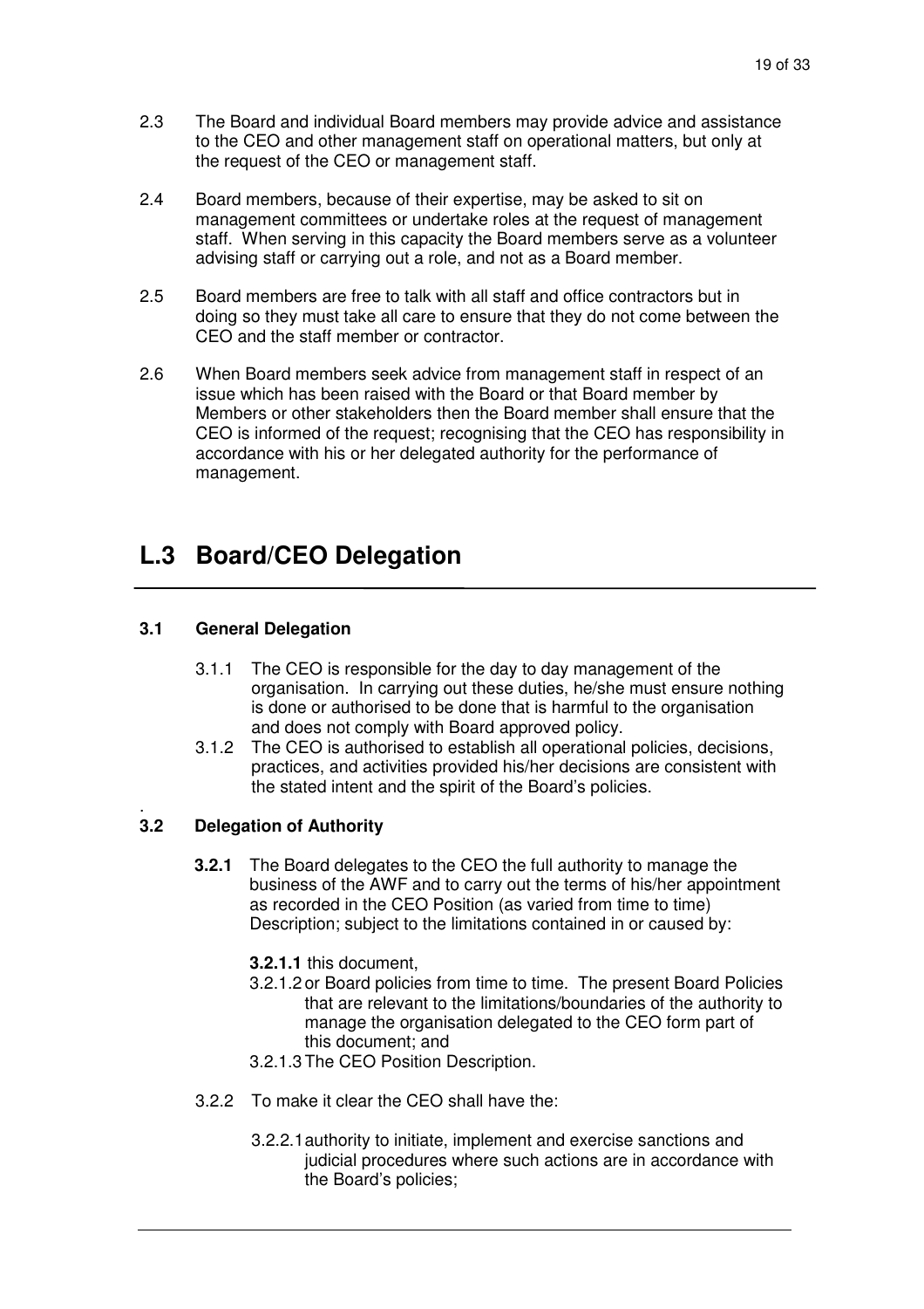2.3 The Board and individual Board members may provide advice and assistance to the CEO and other management staff on operational matters, but only at the request of the CEO or management staff.

2.4 Board members, because of their expertise, may be asked to sit on management committees or undertake roles at the request of management staff. When serving in this capacity the Board members serve as a volunteer advising staff or carrying out a role, and not as a Board member.

2.5 Board members are free to talk with all staff and office contractors but in doing so they must take all care to ensure that they do not come between the CEO and the staff member or contractor.

2.6 When Board members seek advice from management staff in respect of an issue which has been raised with the Board or that Board member by Members or other stakeholders then the Board member shall ensure that the CEO is informed of the request; recognising that the CEO has responsibility in accordance with his or her delegated authority for the performance of management.

# L.3 Board/CEO Delegation

### 3.1 General Delegation

3.1.1 The CEO is responsible for the day to day management of the organisation. In carrying out these duties, he/she must ensure nothing is done or authorised to be done that is harmful to the organisation and does not comply with Board approved policy.

3.1.2 The CEO is authorised to establish all operational policies, decisions, practices, and activities provided his/her decisions are consistent with the stated intent and the spirit of the Board's policies.

### 3.2 Delegation of Authority

**3.2.1** The Board delegates to the CEO the full authority to manage the business of the AWF and to carry out the terms of his/her appointment as recorded in the CEO Position (as varied from time to time) Description; subject to the limitations contained in or caused by:

**3.2.1.1** this document,

3.2.1.2 or Board policies from time to time. The present Board Policies that are relevant to the limitations/boundaries of the authority to manage the organisation delegated to the CEO form part of this document; and

3.2.1.3 The CEO Position Description.

3.2.2 To make it clear the CEO shall have the:

3.2.2.1 authority to initiate, implement and exercise sanctions and judicial procedures where such actions are in accordance with the Board's policies;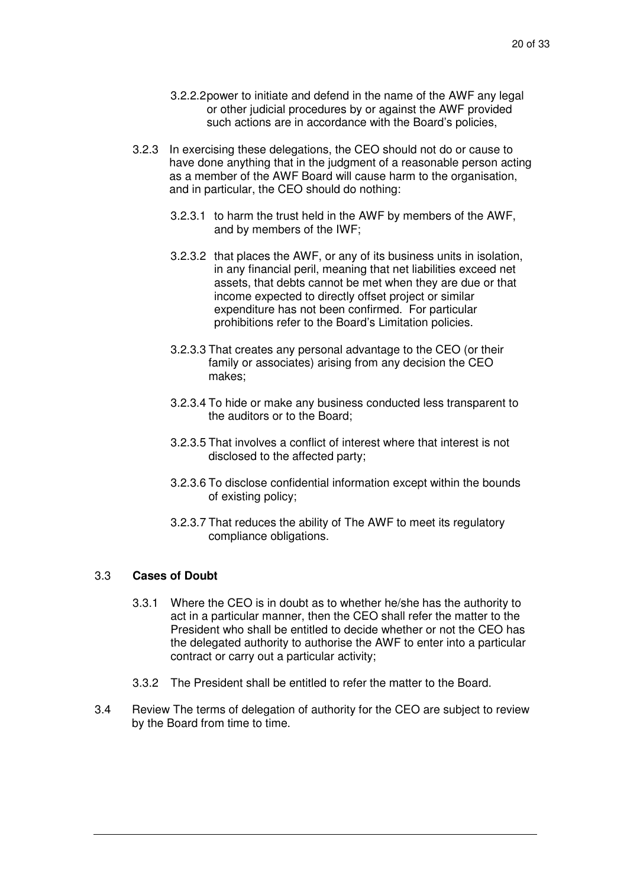3.2.2.2 power to initiate and defend in the name of the AWF any legal or other judicial procedures by or against the AWF provided such actions are in accordance with the Board's policies,

3.2.3 In exercising these delegations, the CEO should not do or cause to have done anything that in the judgment of a reasonable person acting as a member of the AWF Board will cause harm to the organisation, and in particular, the CEO should do nothing:

3.2.3.1 to harm the trust held in the AWF by members of the AWF, and by members of the IWF;

3.2.3.2 that places the AWF, or any of its business units in isolation, in any financial peril, meaning that net liabilities exceed net assets, that debts cannot be met when they are due or that income expected to directly offset project or similar expenditure has not been confirmed. For particular prohibitions refer to the Board's Limitation policies.

3.2.3.3 That creates any personal advantage to the CEO (or their family or associates) arising from any decision the CEO makes;

3.2.3.4 To hide or make any business conducted less transparent to the auditors or to the Board;

3.2.3.5 That involves a conflict of interest where that interest is not disclosed to the affected party;

3.2.3.6 To disclose confidential information except within the bounds of existing policy;

3.2.3.7 That reduces the ability of The AWF to meet its regulatory compliance obligations.

### 3.3 **Cases of Doubt**

3.3.1 Where the CEO is in doubt as to whether he/she has the authority to act in a particular manner, then the CEO shall refer the matter to the President who shall be entitled to decide whether or not the CEO has the delegated authority to authorise the AWF to enter into a particular contract or carry out a particular activity;

3.3.2 The President shall be entitled to refer the matter to the Board.

3.4 Review The terms of delegation of authority for the CEO are subject to review by the Board from time to time.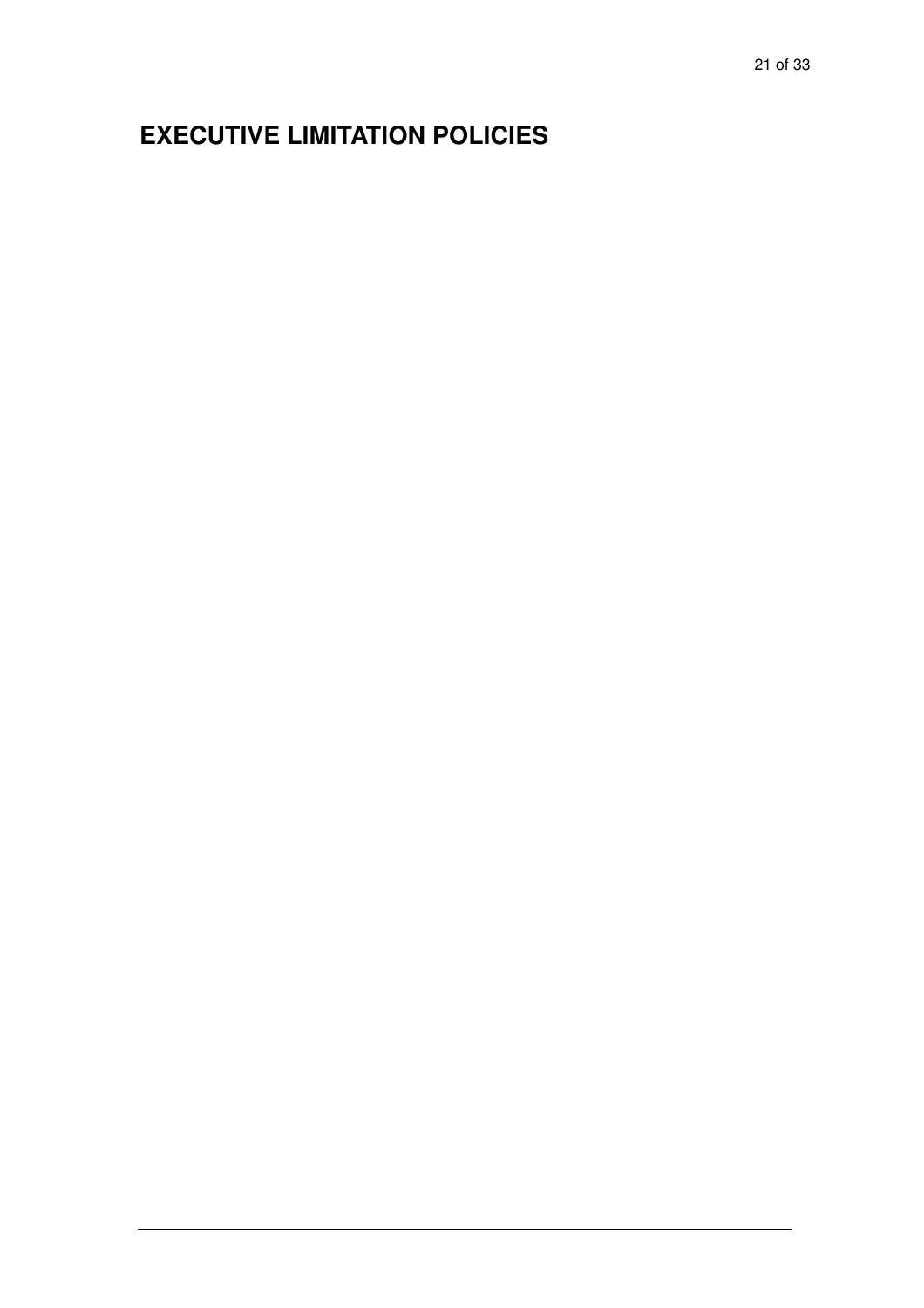# EXECUTIVE LIMITATION POLICIES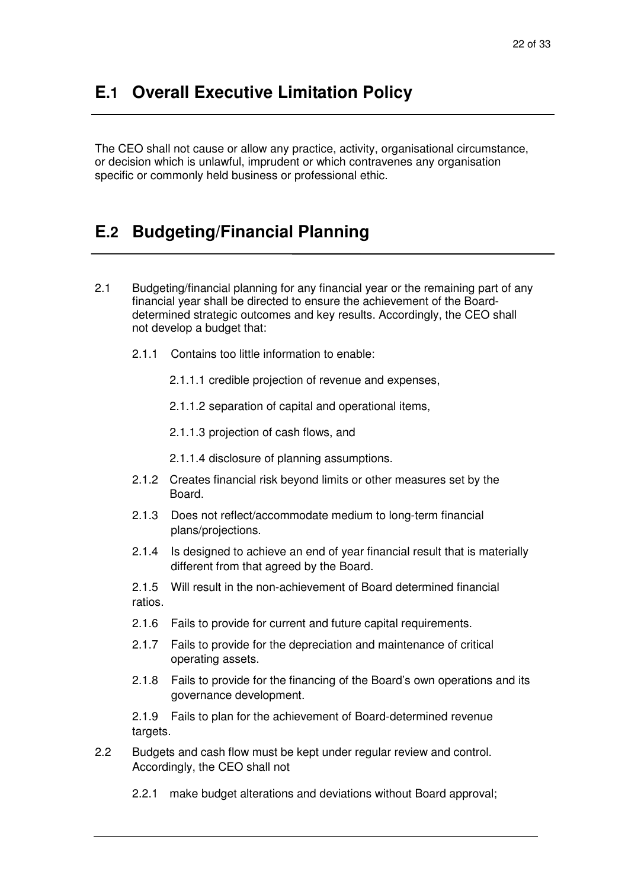## E.1 Overall Executive Limitation Policy

The CEO shall not cause or allow any practice, activity, organisational circumstance, or decision which is unlawful, imprudent or which contravenes any organisation specific or commonly held business or professional ethic.

## E.2 Budgeting/Financial Planning

2.1 Budgeting/financial planning for any financial year or the remaining part of any financial year shall be directed to ensure the achievement of the Board-determined strategic outcomes and key results. Accordingly, the CEO shall not develop a budget that:

- 2.1.1 Contains too little information to enable:
  - 2.1.1.1 credible projection of revenue and expenses,
  - 2.1.1.2 separation of capital and operational items,
  - 2.1.1.3 projection of cash flows, and
  - 2.1.1.4 disclosure of planning assumptions.
- 2.1.2 Creates financial risk beyond limits or other measures set by the Board.
- 2.1.3 Does not reflect/accommodate medium to long-term financial plans/projections.
- 2.1.4 Is designed to achieve an end of year financial result that is materially different from that agreed by the Board.
- 2.1.5 Will result in the non-achievement of Board determined financial ratios.
- 2.1.6 Fails to provide for current and future capital requirements.
- 2.1.7 Fails to provide for the depreciation and maintenance of critical operating assets.
- 2.1.8 Fails to provide for the financing of the Board's own operations and its governance development.
- 2.1.9 Fails to plan for the achievement of Board-determined revenue targets.

2.2 Budgets and cash flow must be kept under regular review and control. Accordingly, the CEO shall not

- 2.2.1 make budget alterations and deviations without Board approval;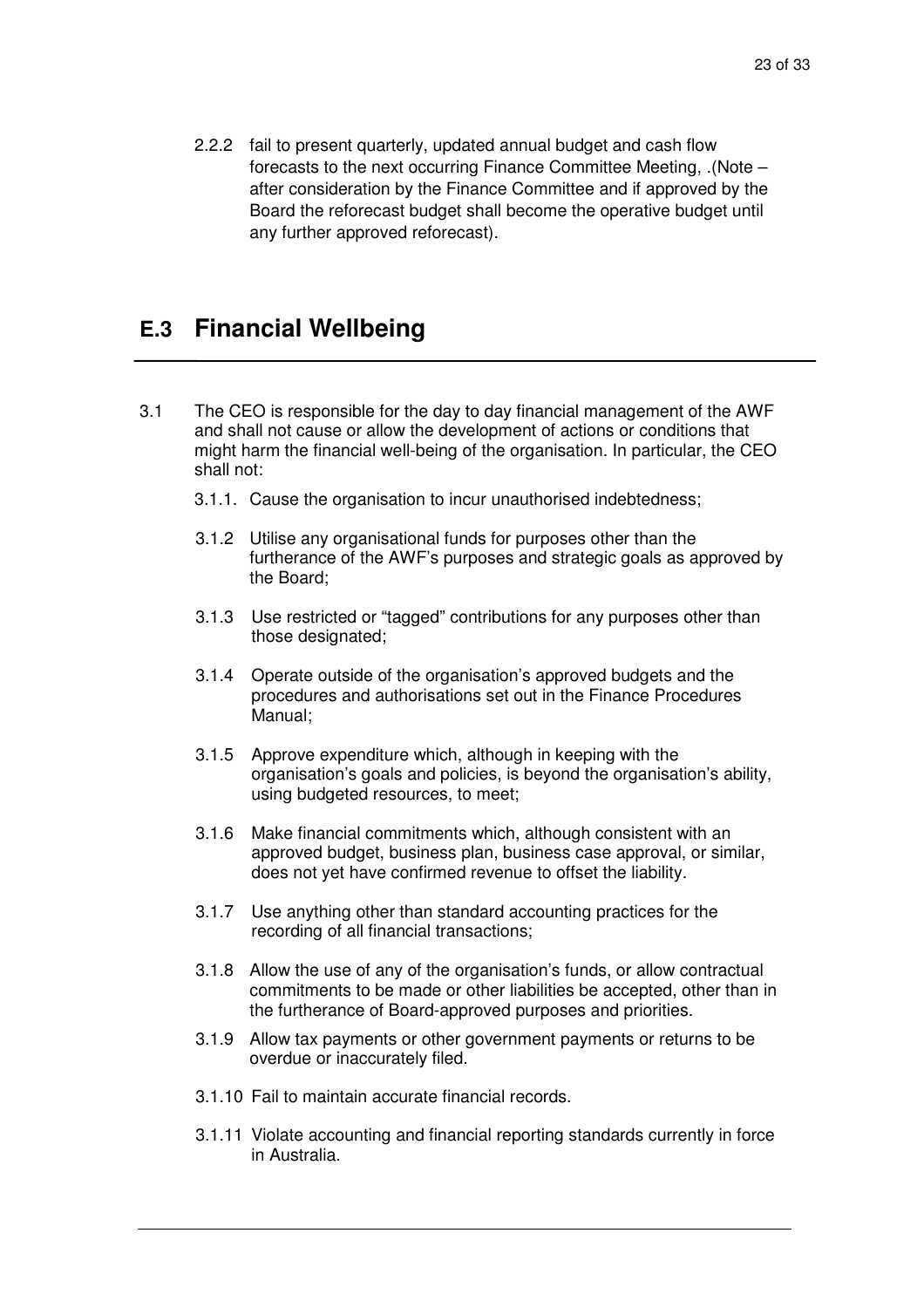2.2.2 fail to present quarterly, updated annual budget and cash flow forecasts to the next occurring Finance Committee Meeting, .(Note – after consideration by the Finance Committee and if approved by the Board the reforecast budget shall become the operative budget until any further approved reforecast).

## E.3 Financial Wellbeing

3.1 The CEO is responsible for the day to day financial management of the AWF and shall not cause or allow the development of actions or conditions that might harm the financial well-being of the organisation. In particular, the CEO shall not:

3.1.1. Cause the organisation to incur unauthorised indebtedness;

3.1.2 Utilise any organisational funds for purposes other than the furtherance of the AWF's purposes and strategic goals as approved by the Board;

3.1.3 Use restricted or "tagged" contributions for any purposes other than those designated;

3.1.4 Operate outside of the organisation's approved budgets and the procedures and authorisations set out in the Finance Procedures Manual;

3.1.5 Approve expenditure which, although in keeping with the organisation's goals and policies, is beyond the organisation's ability, using budgeted resources, to meet;

3.1.6 Make financial commitments which, although consistent with an approved budget, business plan, business case approval, or similar, does not yet have confirmed revenue to offset the liability.

3.1.7 Use anything other than standard accounting practices for the recording of all financial transactions;

3.1.8 Allow the use of any of the organisation's funds, or allow contractual commitments to be made or other liabilities be accepted, other than in the furtherance of Board-approved purposes and priorities.

3.1.9 Allow tax payments or other government payments or returns to be overdue or inaccurately filed.

3.1.10 Fail to maintain accurate financial records.

3.1.11 Violate accounting and financial reporting standards currently in force in Australia.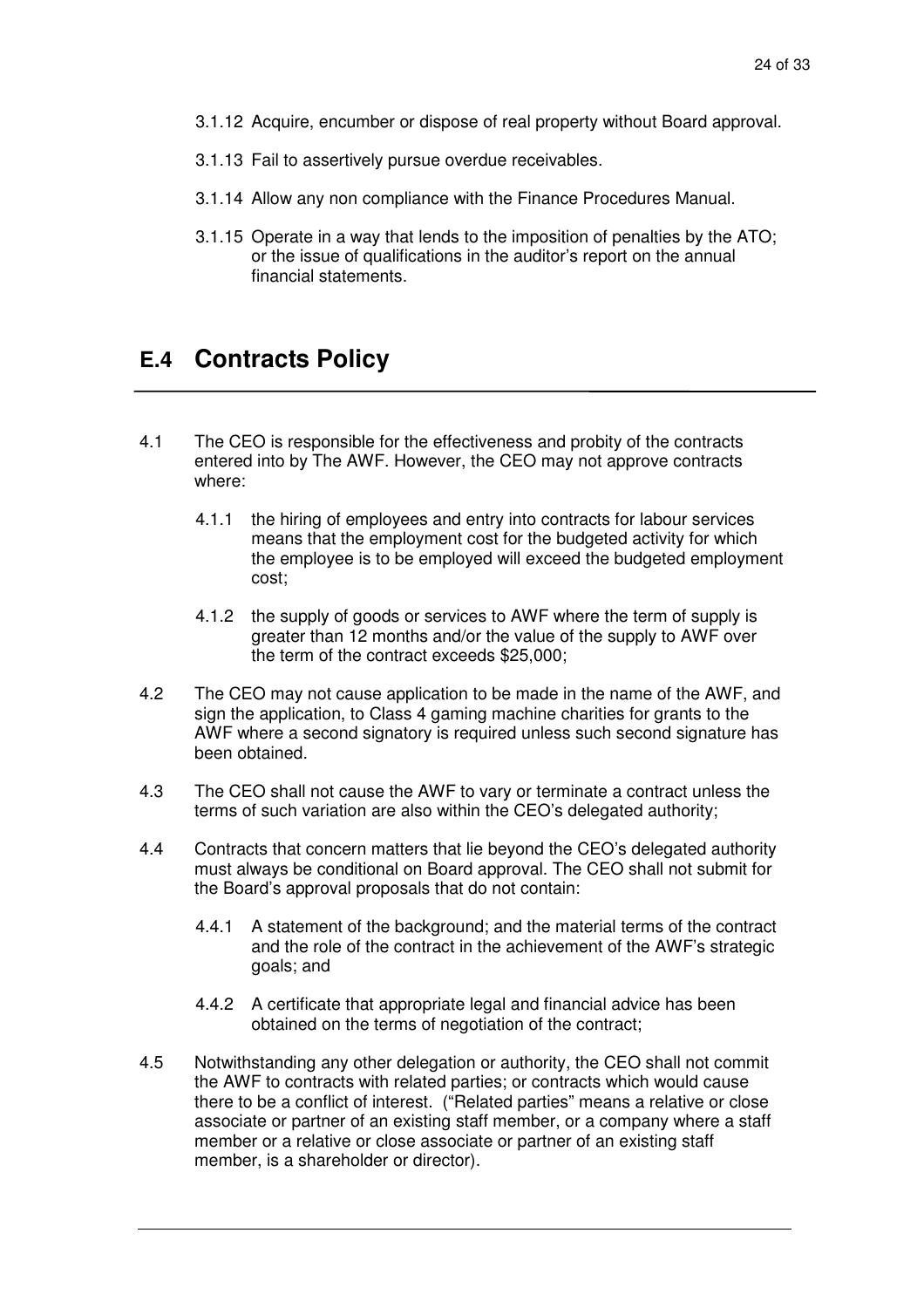3.1.12 Acquire, encumber or dispose of real property without Board approval.

3.1.13 Fail to assertively pursue overdue receivables.

3.1.14 Allow any non compliance with the Finance Procedures Manual.

3.1.15 Operate in a way that lends to the imposition of penalties by the ATO; or the issue of qualifications in the auditor's report on the annual financial statements.

## E.4 Contracts Policy

4.1 The CEO is responsible for the effectiveness and probity of the contracts entered into by The AWF. However, the CEO may not approve contracts where:

4.1.1 the hiring of employees and entry into contracts for labour services means that the employment cost for the budgeted activity for which the employee is to be employed will exceed the budgeted employment cost;

4.1.2 the supply of goods or services to AWF where the term of supply is greater than 12 months and/or the value of the supply to AWF over the term of the contract exceeds $25,000;

4.2 The CEO may not cause application to be made in the name of the AWF, and sign the application, to Class 4 gaming machine charities for grants to the AWF where a second signatory is required unless such second signature has been obtained.

4.3 The CEO shall not cause the AWF to vary or terminate a contract unless the terms of such variation are also within the CEO's delegated authority;

4.4 Contracts that concern matters that lie beyond the CEO's delegated authority must always be conditional on Board approval. The CEO shall not submit for the Board's approval proposals that do not contain:

4.4.1 A statement of the background; and the material terms of the contract and the role of the contract in the achievement of the AWF's strategic goals; and

4.4.2 A certificate that appropriate legal and financial advice has been obtained on the terms of negotiation of the contract;

4.5 Notwithstanding any other delegation or authority, the CEO shall not commit the AWF to contracts with related parties; or contracts which would cause there to be a conflict of interest. ("Related parties" means a relative or close associate or partner of an existing staff member, or a company where a staff member or a relative or close associate or partner of an existing staff member, is a shareholder or director).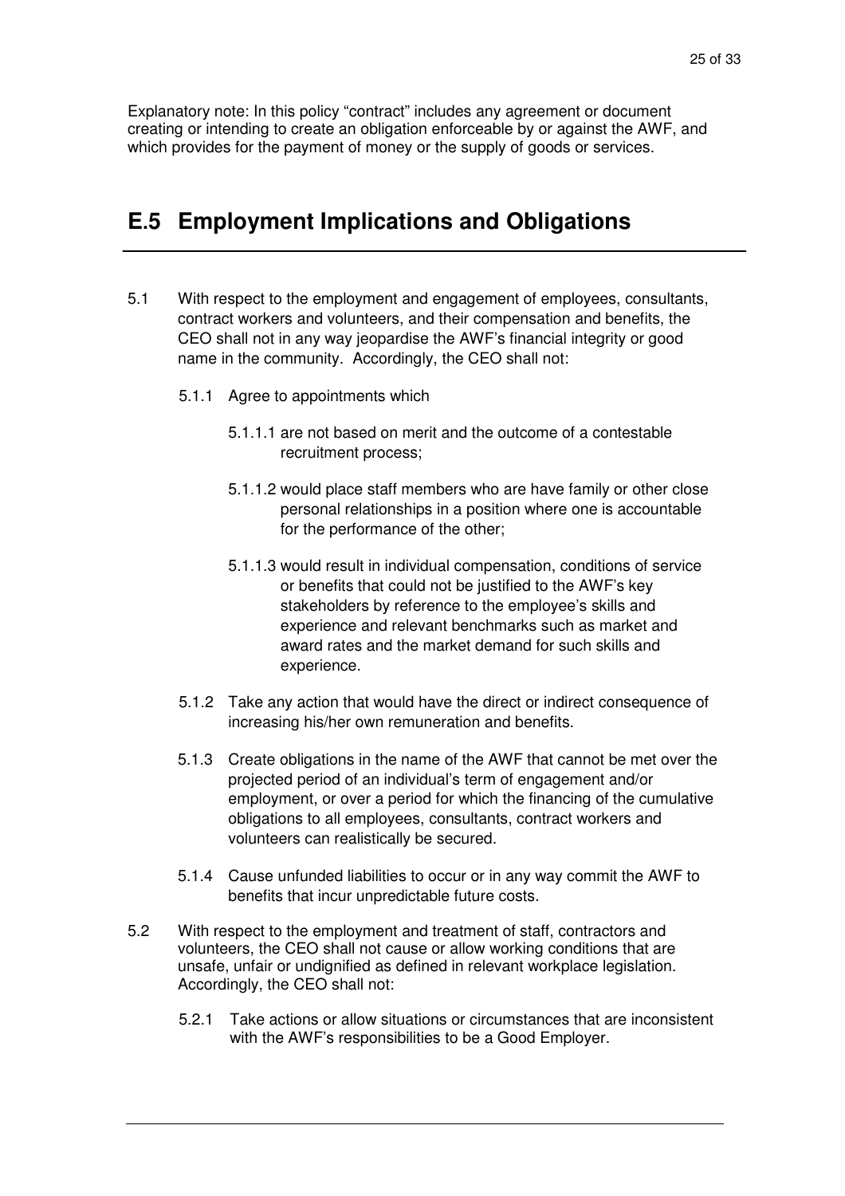Explanatory note: In this policy "contract" includes any agreement or document creating or intending to create an obligation enforceable by or against the AWF, and which provides for the payment of money or the supply of goods or services.

## E.5 Employment Implications and Obligations

5.1 With respect to the employment and engagement of employees, consultants, contract workers and volunteers, and their compensation and benefits, the CEO shall not in any way jeopardise the AWF's financial integrity or good name in the community. Accordingly, the CEO shall not:

- 5.1.1 Agree to appointments which
  - 5.1.1.1 are not based on merit and the outcome of a contestable recruitment process;
  - 5.1.1.2 would place staff members who are have family or other close personal relationships in a position where one is accountable for the performance of the other;
  - 5.1.1.3 would result in individual compensation, conditions of service or benefits that could not be justified to the AWF's key stakeholders by reference to the employee's skills and experience and relevant benchmarks such as market and award rates and the market demand for such skills and experience.
- 5.1.2 Take any action that would have the direct or indirect consequence of increasing his/her own remuneration and benefits.
- 5.1.3 Create obligations in the name of the AWF that cannot be met over the projected period of an individual's term of engagement and/or employment, or over a period for which the financing of the cumulative obligations to all employees, consultants, contract workers and volunteers can realistically be secured.
- 5.1.4 Cause unfunded liabilities to occur or in any way commit the AWF to benefits that incur unpredictable future costs.

5.2 With respect to the employment and treatment of staff, contractors and volunteers, the CEO shall not cause or allow working conditions that are unsafe, unfair or undignified as defined in relevant workplace legislation. Accordingly, the CEO shall not:

- 5.2.1 Take actions or allow situations or circumstances that are inconsistent with the AWF's responsibilities to be a Good Employer.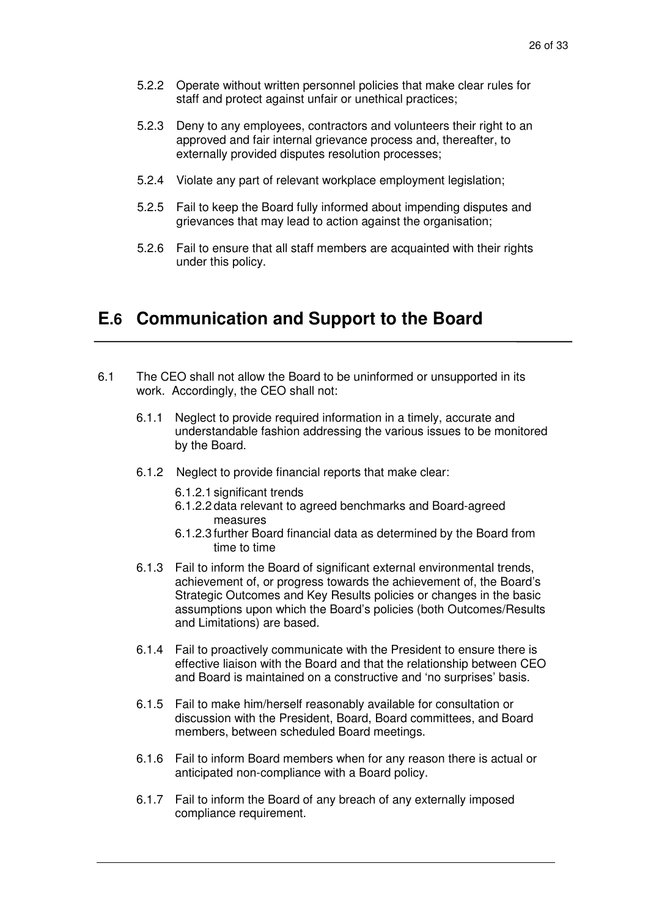5.2.2 Operate without written personnel policies that make clear rules for staff and protect against unfair or unethical practices;

5.2.3 Deny to any employees, contractors and volunteers their right to an approved and fair internal grievance process and, thereafter, to externally provided disputes resolution processes;

5.2.4 Violate any part of relevant workplace employment legislation;

5.2.5 Fail to keep the Board fully informed about impending disputes and grievances that may lead to action against the organisation;

5.2.6 Fail to ensure that all staff members are acquainted with their rights under this policy.

## E.6 Communication and Support to the Board

6.1 The CEO shall not allow the Board to be uninformed or unsupported in its work. Accordingly, the CEO shall not:

6.1.1 Neglect to provide required information in a timely, accurate and understandable fashion addressing the various issues to be monitored by the Board.

6.1.2 Neglect to provide financial reports that make clear:

6.1.2.1 significant trends

6.1.2.2 data relevant to agreed benchmarks and Board-agreed measures

6.1.2.3 further Board financial data as determined by the Board from time to time

6.1.3 Fail to inform the Board of significant external environmental trends, achievement of, or progress towards the achievement of, the Board's Strategic Outcomes and Key Results policies or changes in the basic assumptions upon which the Board's policies (both Outcomes/Results and Limitations) are based.

6.1.4 Fail to proactively communicate with the President to ensure there is effective liaison with the Board and that the relationship between CEO and Board is maintained on a constructive and 'no surprises' basis.

6.1.5 Fail to make him/herself reasonably available for consultation or discussion with the President, Board, Board committees, and Board members, between scheduled Board meetings.

6.1.6 Fail to inform Board members when for any reason there is actual or anticipated non-compliance with a Board policy.

6.1.7 Fail to inform the Board of any breach of any externally imposed compliance requirement.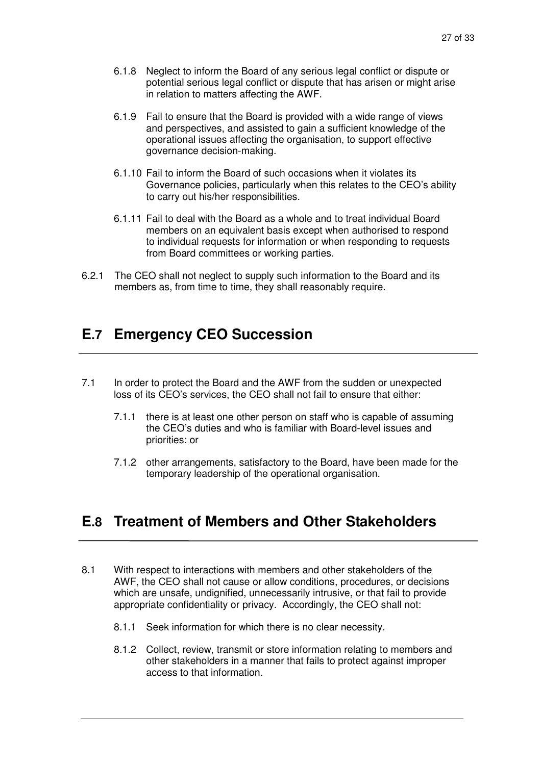6.1.8 Neglect to inform the Board of any serious legal conflict or dispute or potential serious legal conflict or dispute that has arisen or might arise in relation to matters affecting the AWF.

6.1.9 Fail to ensure that the Board is provided with a wide range of views and perspectives, and assisted to gain a sufficient knowledge of the operational issues affecting the organisation, to support effective governance decision-making.

6.1.10 Fail to inform the Board of such occasions when it violates its Governance policies, particularly when this relates to the CEO's ability to carry out his/her responsibilities.

6.1.11 Fail to deal with the Board as a whole and to treat individual Board members on an equivalent basis except when authorised to respond to individual requests for information or when responding to requests from Board committees or working parties.

6.2.1 The CEO shall not neglect to supply such information to the Board and its members as, from time to time, they shall reasonably require.

## E.7 Emergency CEO Succession

7.1 In order to protect the Board and the AWF from the sudden or unexpected loss of its CEO's services, the CEO shall not fail to ensure that either:

7.1.1 there is at least one other person on staff who is capable of assuming the CEO's duties and who is familiar with Board-level issues and priorities: or

7.1.2 other arrangements, satisfactory to the Board, have been made for the temporary leadership of the operational organisation.

## E.8 Treatment of Members and Other Stakeholders

8.1 With respect to interactions with members and other stakeholders of the AWF, the CEO shall not cause or allow conditions, procedures, or decisions which are unsafe, undignified, unnecessarily intrusive, or that fail to provide appropriate confidentiality or privacy. Accordingly, the CEO shall not:

8.1.1 Seek information for which there is no clear necessity.

8.1.2 Collect, review, transmit or store information relating to members and other stakeholders in a manner that fails to protect against improper access to that information.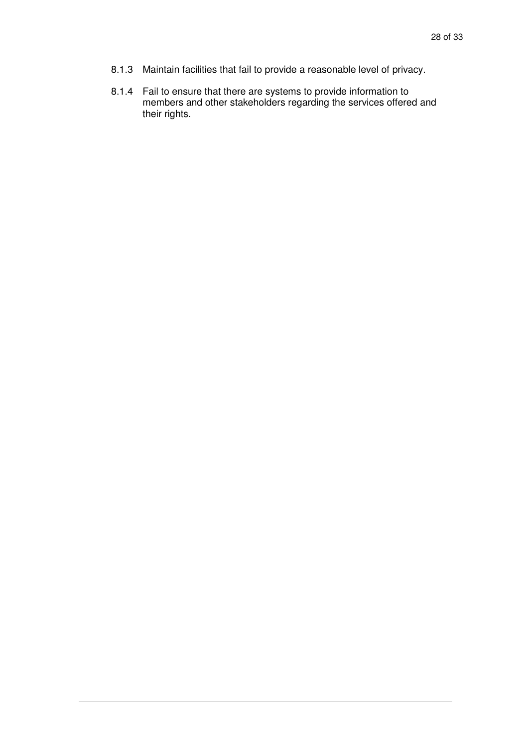8.1.3 Maintain facilities that fail to provide a reasonable level of privacy.

8.1.4 Fail to ensure that there are systems to provide information to members and other stakeholders regarding the services offered and their rights.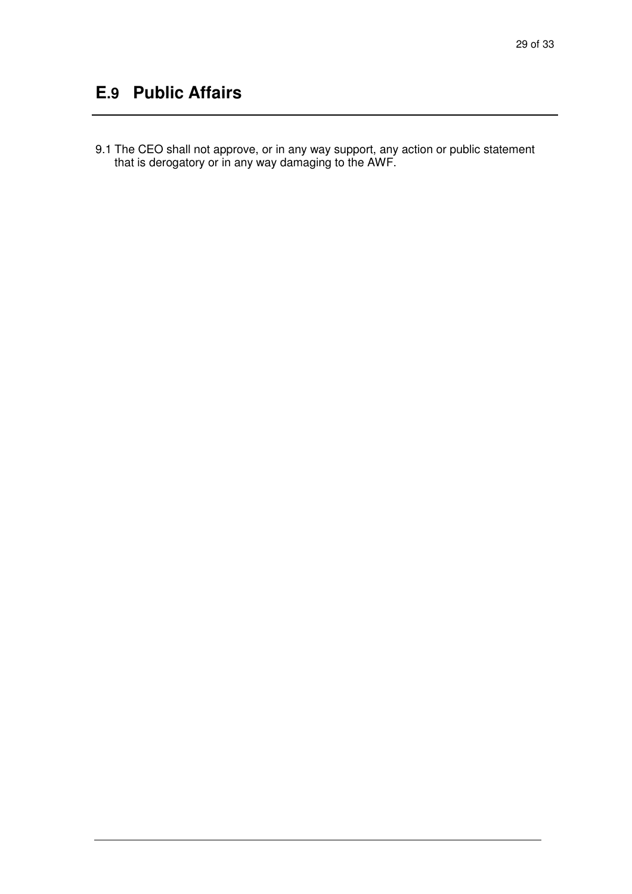## E.9 Public Affairs

9.1 The CEO shall not approve, or in any way support, any action or public statement that is derogatory or in any way damaging to the AWF.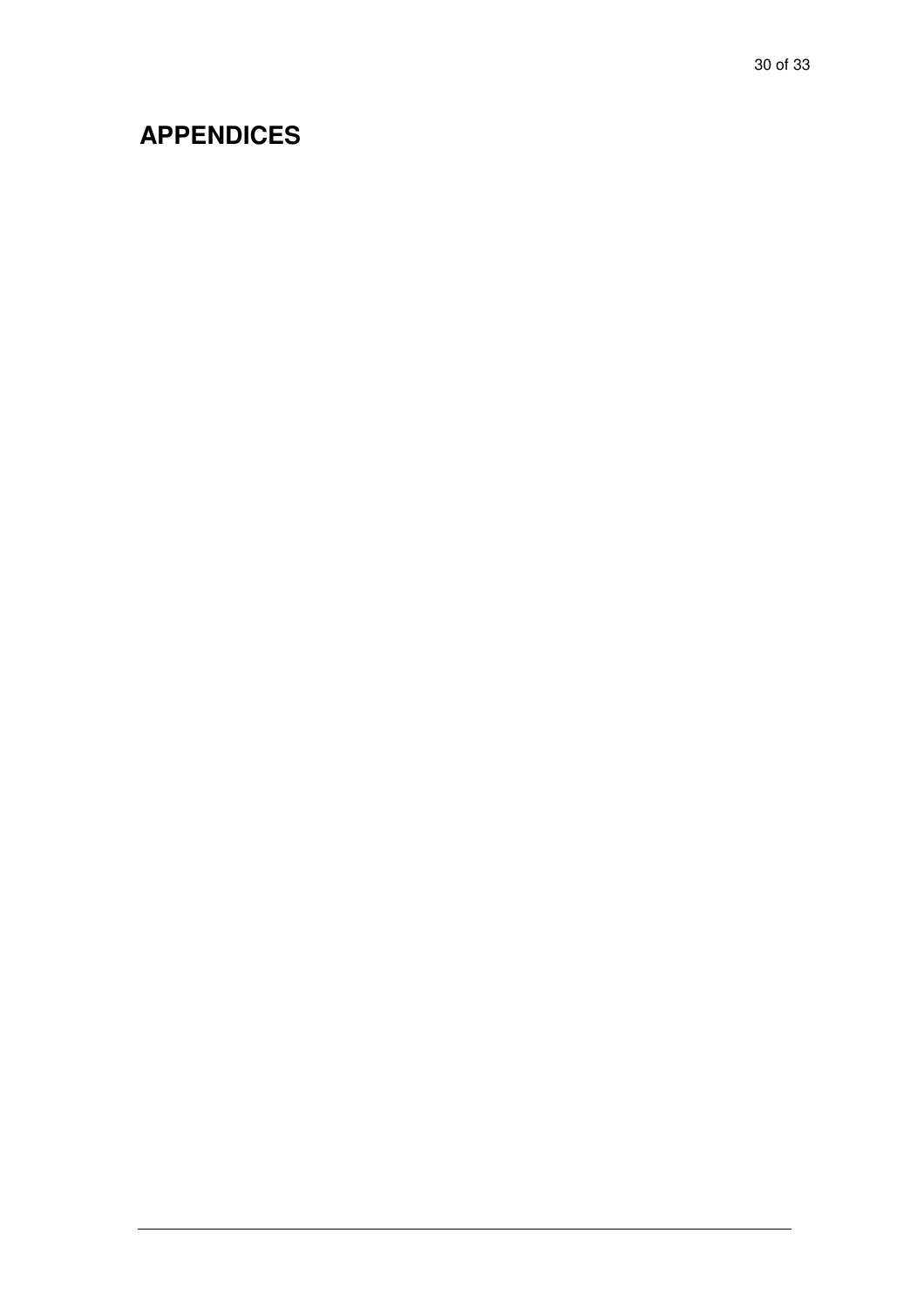# APPENDICES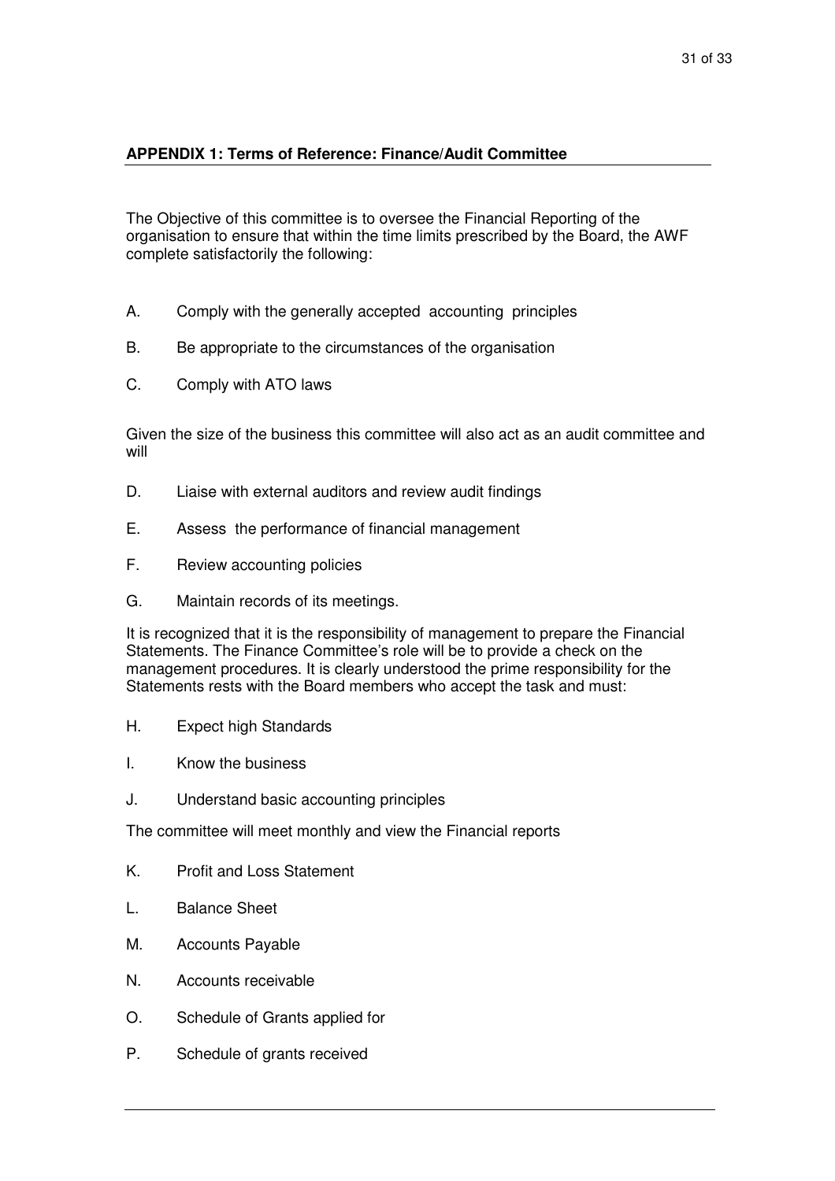**APPENDIX 1: Terms of Reference: Finance/Audit Committee**

The Objective of this committee is to oversee the Financial Reporting of the organisation to ensure that within the time limits prescribed by the Board, the AWF complete satisfactorily the following:

A. Comply with the generally accepted accounting principles

B. Be appropriate to the circumstances of the organisation

C. Comply with ATO laws

Given the size of the business this committee will also act as an audit committee and will

D. Liaise with external auditors and review audit findings

E. Assess the performance of financial management

F. Review accounting policies

G. Maintain records of its meetings.

It is recognized that it is the responsibility of management to prepare the Financial Statements. The Finance Committee's role will be to provide a check on the management procedures. It is clearly understood the prime responsibility for the Statements rests with the Board members who accept the task and must:

H. Expect high Standards

I. Know the business

J. Understand basic accounting principles

The committee will meet monthly and view the Financial reports

K. Profit and Loss Statement

L. Balance Sheet

M. Accounts Payable

N. Accounts receivable

O. Schedule of Grants applied for

P. Schedule of grants received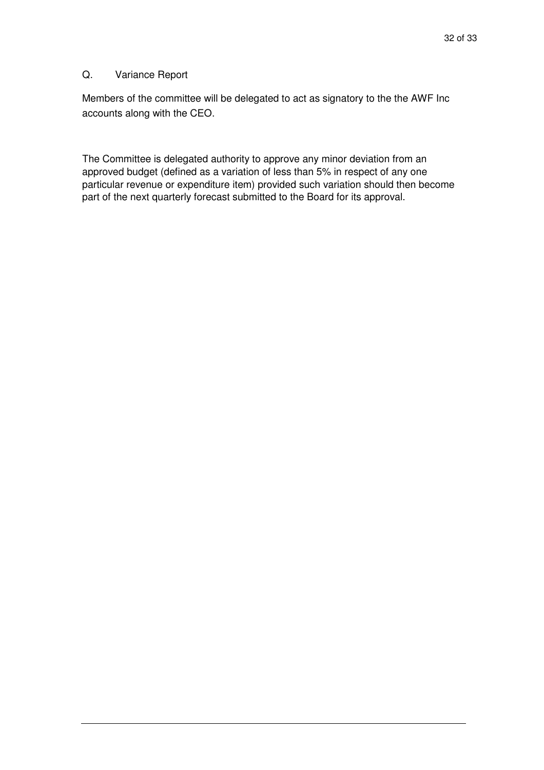## Q. Variance Report

Members of the committee will be delegated to act as signatory to the the AWF Inc accounts along with the CEO.

The Committee is delegated authority to approve any minor deviation from an approved budget (defined as a variation of less than 5% in respect of any one particular revenue or expenditure item) provided such variation should then become part of the next quarterly forecast submitted to the Board for its approval.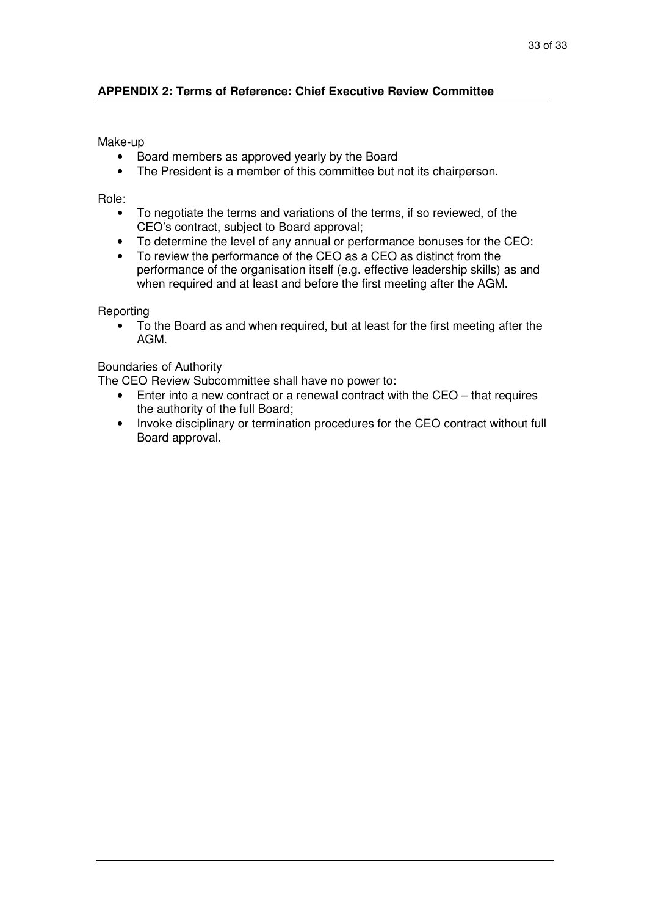## APPENDIX 2: Terms of Reference: Chief Executive Review Committee

Make-up

- Board members as approved yearly by the Board
- The President is a member of this committee but not its chairperson.

Role:

- To negotiate the terms and variations of the terms, if so reviewed, of the CEO's contract, subject to Board approval;
- To determine the level of any annual or performance bonuses for the CEO:
- To review the performance of the CEO as a CEO as distinct from the performance of the organisation itself (e.g. effective leadership skills) as and when required and at least and before the first meeting after the AGM.

Reporting

- To the Board as and when required, but at least for the first meeting after the AGM.

Boundaries of Authority

The CEO Review Subcommittee shall have no power to:

- Enter into a new contract or a renewal contract with the CEO – that requires the authority of the full Board;
- Invoke disciplinary or termination procedures for the CEO contract without full Board approval.